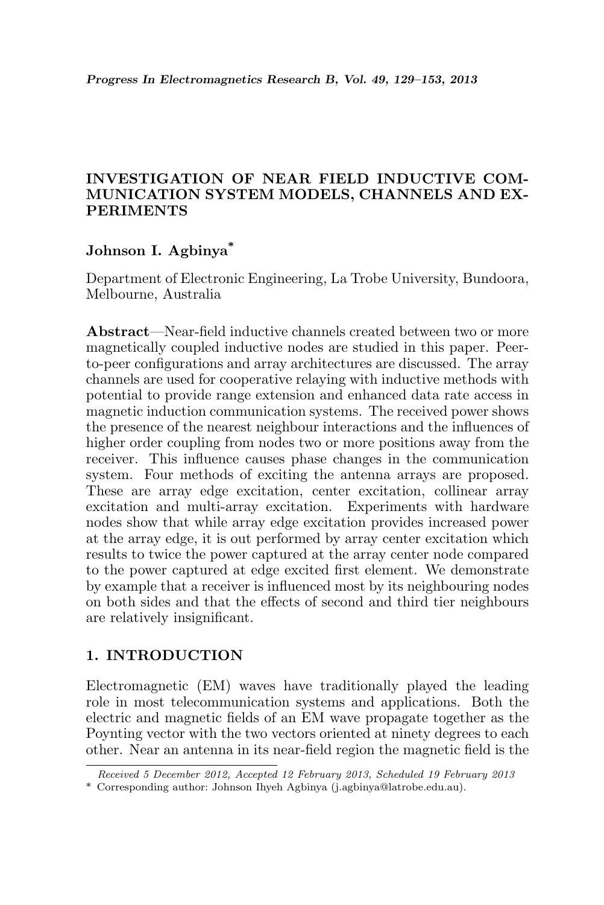# INVESTIGATION OF NEAR FIELD INDUCTIVE COMMUNICATION SYSTEM MODELS, CHANNELS AND EXPERIMENTS

**Johnson I. Agbinya***

Department of Electronic Engineering, La Trobe University, Bundoora, Melbourne, Australia

**Abstract**—Near-field inductive channels created between two or more magnetically coupled inductive nodes are studied in this paper. Peer-to-peer configurations and array architectures are discussed. The array channels are used for cooperative relaying with inductive methods with potential to provide range extension and enhanced data rate access in magnetic induction communication systems. The received power shows the presence of the nearest neighbour interactions and the influences of higher order coupling from nodes two or more positions away from the receiver. This influence causes phase changes in the communication system. Four methods of exciting the antenna arrays are proposed. These are array edge excitation, center excitation, collinear array excitation and multi-array excitation. Experiments with hardware nodes show that while array edge excitation provides increased power at the array edge, it is out performed by array center excitation which results to twice the power captured at the array center node compared to the power captured at edge excited first element. We demonstrate by example that a receiver is influenced most by its neighbouring nodes on both sides and that the effects of second and third tier neighbours are relatively insignificant.

## 1. INTRODUCTION

Electromagnetic (EM) waves have traditionally played the leading role in most telecommunication systems and applications. Both the electric and magnetic fields of an EM wave propagate together as the Poynting vector with the two vectors oriented at ninety degrees to each other. Near an antenna in its near-field region the magnetic field is the

*Received 5 December 2012, Accepted 12 February 2013, Scheduled 19 February 2013*

\* Corresponding author: Johnson Ihyeh Agbinya (j.agbinya@latrobe.edu.au).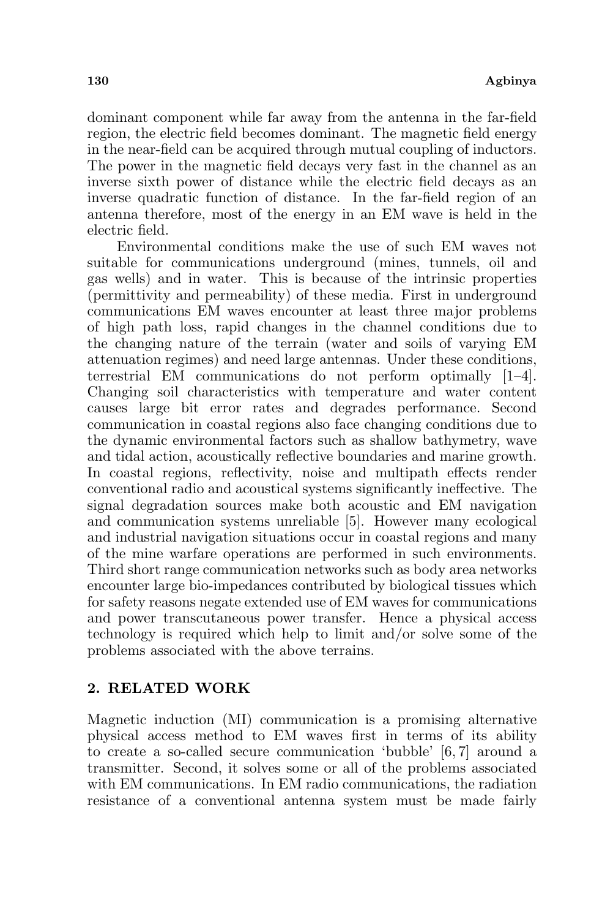dominant component while far away from the antenna in the far-field region, the electric field becomes dominant. The magnetic field energy in the near-field can be acquired through mutual coupling of inductors. The power in the magnetic field decays very fast in the channel as an inverse sixth power of distance while the electric field decays as an inverse quadratic function of distance. In the far-field region of an antenna therefore, most of the energy in an EM wave is held in the electric field.

Environmental conditions make the use of such EM waves not suitable for communications underground (mines, tunnels, oil and gas wells) and in water. This is because of the intrinsic properties (permittivity and permeability) of these media. First in underground communications EM waves encounter at least three major problems of high path loss, rapid changes in the channel conditions due to the changing nature of the terrain (water and soils of varying EM attenuation regimes) and need large antennas. Under these conditions, terrestrial EM communications do not perform optimally [1–4]. Changing soil characteristics with temperature and water content causes large bit error rates and degrades performance. Second communication in coastal regions also face changing conditions due to the dynamic environmental factors such as shallow bathymetry, wave and tidal action, acoustically reflective boundaries and marine growth. In coastal regions, reflectivity, noise and multipath effects render conventional radio and acoustical systems significantly ineffective. The signal degradation sources make both acoustic and EM navigation and communication systems unreliable [5]. However many ecological and industrial navigation situations occur in coastal regions and many of the mine warfare operations are performed in such environments. Third short range communication networks such as body area networks encounter large bio-impedances contributed by biological tissues which for safety reasons negate extended use of EM waves for communications and power transcutaneous power transfer. Hence a physical access technology is required which help to limit and/or solve some of the problems associated with the above terrains.

## 2. RELATED WORK

Magnetic induction (MI) communication is a promising alternative physical access method to EM waves first in terms of its ability to create a so-called secure communication 'bubble' [6, 7] around a transmitter. Second, it solves some or all of the problems associated with EM communications. In EM radio communications, the radiation resistance of a conventional antenna system must be made fairly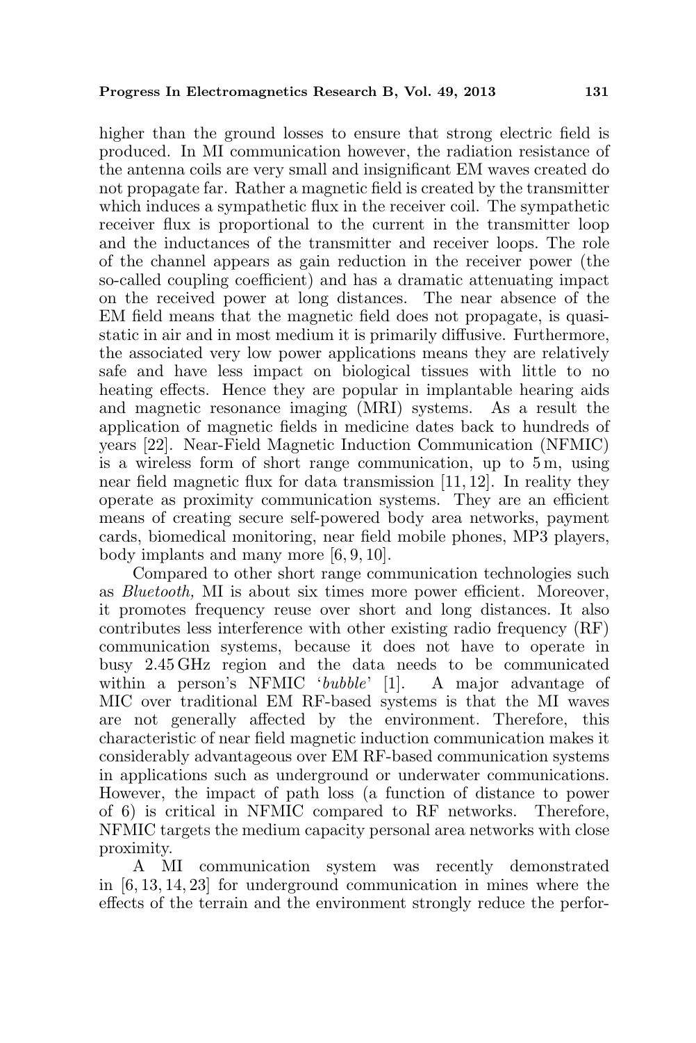higher than the ground losses to ensure that strong electric field is produced. In MI communication however, the radiation resistance of the antenna coils are very small and insignificant EM waves created do not propagate far. Rather a magnetic field is created by the transmitter which induces a sympathetic flux in the receiver coil. The sympathetic receiver flux is proportional to the current in the transmitter loop and the inductances of the transmitter and receiver loops. The role of the channel appears as gain reduction in the receiver power (the so-called coupling coefficient) and has a dramatic attenuating impact on the received power at long distances. The near absence of the EM field means that the magnetic field does not propagate, is quasi-static in air and in most medium it is primarily diffusive. Furthermore, the associated very low power applications means they are relatively safe and have less impact on biological tissues with little to no heating effects. Hence they are popular in implantable hearing aids and magnetic resonance imaging (MRI) systems. As a result the application of magnetic fields in medicine dates back to hundreds of years [22]. Near-Field Magnetic Induction Communication (NFMIC) is a wireless form of short range communication, up to 5 m, using near field magnetic flux for data transmission [11, 12]. In reality they operate as proximity communication systems. They are an efficient means of creating secure self-powered body area networks, payment cards, biomedical monitoring, near field mobile phones, MP3 players, body implants and many more [6, 9, 10].

Compared to other short range communication technologies such as *Bluetooth,* MI is about six times more power efficient. Moreover, it promotes frequency reuse over short and long distances. It also contributes less interference with other existing radio frequency (RF) communication systems, because it does not have to operate in busy 2.45 GHz region and the data needs to be communicated within a person's NFMIC '*bubble*' [1]. A major advantage of MIC over traditional EM RF-based systems is that the MI waves are not generally affected by the environment. Therefore, this characteristic of near field magnetic induction communication makes it considerably advantageous over EM RF-based communication systems in applications such as underground or underwater communications. However, the impact of path loss (a function of distance to power of 6) is critical in NFMIC compared to RF networks. Therefore, NFMIC targets the medium capacity personal area networks with close proximity.

A MI communication system was recently demonstrated in [6, 13, 14, 23] for underground communication in mines where the effects of the terrain and the environment strongly reduce the perfor-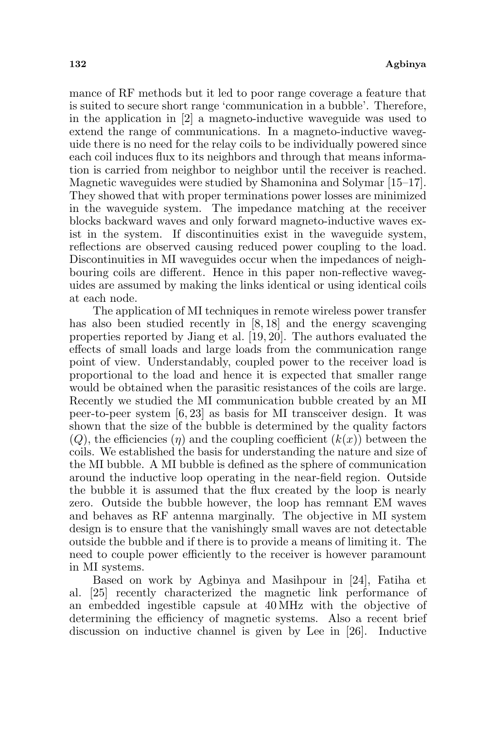mance of RF methods but it led to poor range coverage a feature that is suited to secure short range 'communication in a bubble'. Therefore, in the application in [2] a magneto-inductive waveguide was used to extend the range of communications. In a magneto-inductive waveguide there is no need for the relay coils to be individually powered since each coil induces flux to its neighbors and through that means information is carried from neighbor to neighbor until the receiver is reached. Magnetic waveguides were studied by Shamonina and Solymar [15–17]. They showed that with proper terminations power losses are minimized in the waveguide system. The impedance matching at the receiver blocks backward waves and only forward magneto-inductive waves exist in the system. If discontinuities exist in the waveguide system, reflections are observed causing reduced power coupling to the load. Discontinuities in MI waveguides occur when the impedances of neighbouring coils are different. Hence in this paper non-reflective waveguides are assumed by making the links identical or using identical coils at each node.

The application of MI techniques in remote wireless power transfer has also been studied recently in [8, 18] and the energy scavenging properties reported by Jiang et al. [19, 20]. The authors evaluated the effects of small loads and large loads from the communication range point of view. Understandably, coupled power to the receiver load is proportional to the load and hence it is expected that smaller range would be obtained when the parasitic resistances of the coils are large. Recently we studied the MI communication bubble created by an MI peer-to-peer system [6, 23] as basis for MI transceiver design. It was shown that the size of the bubble is determined by the quality factors ($Q$), the efficiencies ($\eta$) and the coupling coefficient ($k(x)$) between the coils. We established the basis for understanding the nature and size of the MI bubble. A MI bubble is defined as the sphere of communication around the inductive loop operating in the near-field region. Outside the bubble it is assumed that the flux created by the loop is nearly zero. Outside the bubble however, the loop has remnant EM waves and behaves as RF antenna marginally. The objective in MI system design is to ensure that the vanishingly small waves are not detectable outside the bubble and if there is to provide a means of limiting it. The need to couple power efficiently to the receiver is however paramount in MI systems.

Based on work by Agbinya and Masihpour in [24], Fatiha et al. [25] recently characterized the magnetic link performance of an embedded ingestible capsule at 40 MHz with the objective of determining the efficiency of magnetic systems. Also a recent brief discussion on inductive channel is given by Lee in [26]. Inductive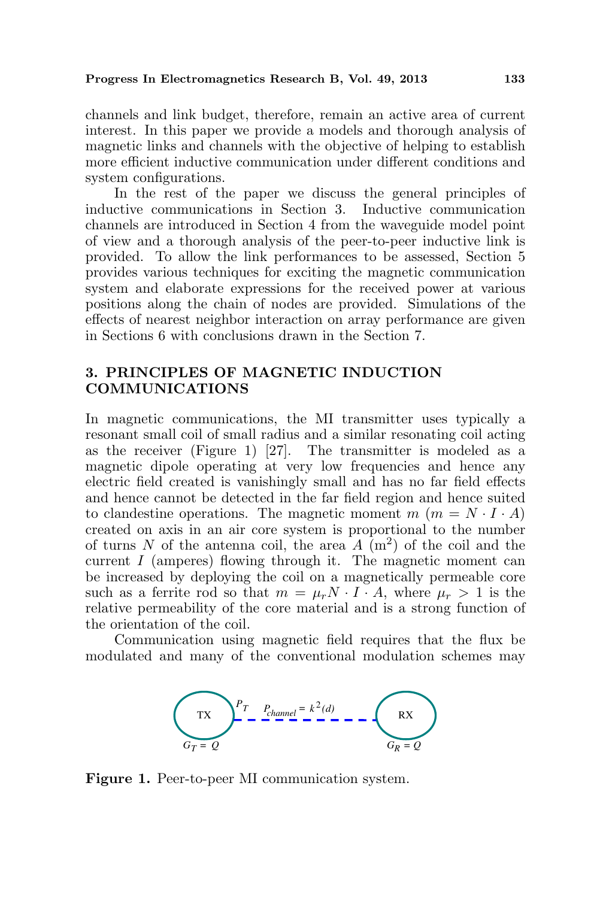channels and link budget, therefore, remain an active area of current interest. In this paper we provide a models and thorough analysis of magnetic links and channels with the objective of helping to establish more efficient inductive communication under different conditions and system configurations.

In the rest of the paper we discuss the general principles of inductive communications in Section 3. Inductive communication channels are introduced in Section 4 from the waveguide model point of view and a thorough analysis of the peer-to-peer inductive link is provided. To allow the link performances to be assessed, Section 5 provides various techniques for exciting the magnetic communication system and elaborate expressions for the received power at various positions along the chain of nodes are provided. Simulations of the effects of nearest neighbor interaction on array performance are given in Sections 6 with conclusions drawn in the Section 7.

## 3. PRINCIPLES OF MAGNETIC INDUCTION COMMUNICATIONS

In magnetic communications, the MI transmitter uses typically a resonant small coil of small radius and a similar resonating coil acting as the receiver (Figure 1) [27]. The transmitter is modeled as a magnetic dipole operating at very low frequencies and hence any electric field created is vanishingly small and has no far field effects and hence cannot be detected in the far field region and hence suited to clandestine operations. The magnetic moment $m$ ($m = N \cdot I \cdot A$) created on axis in an air core system is proportional to the number of turns $N$ of the antenna coil, the area $A$ ($\mathrm{m}^2$) of the coil and the current $I$ (amperes) flowing through it. The magnetic moment can be increased by deploying the coil on a magnetically permeable core such as a ferrite rod so that $m = \mu_r N \cdot I \cdot A$, where $\mu_r > 1$ is the relative permeability of the core material and is a strong function of the orientation of the coil.

Communication using magnetic field requires that the flux be modulated and many of the conventional modulation schemes may

TX $P_T$ $P_{channel} = k^2(d)$ RX

$G_T = Q$ $G_R = Q$

**Figure 1.** Peer-to-peer MI communication system.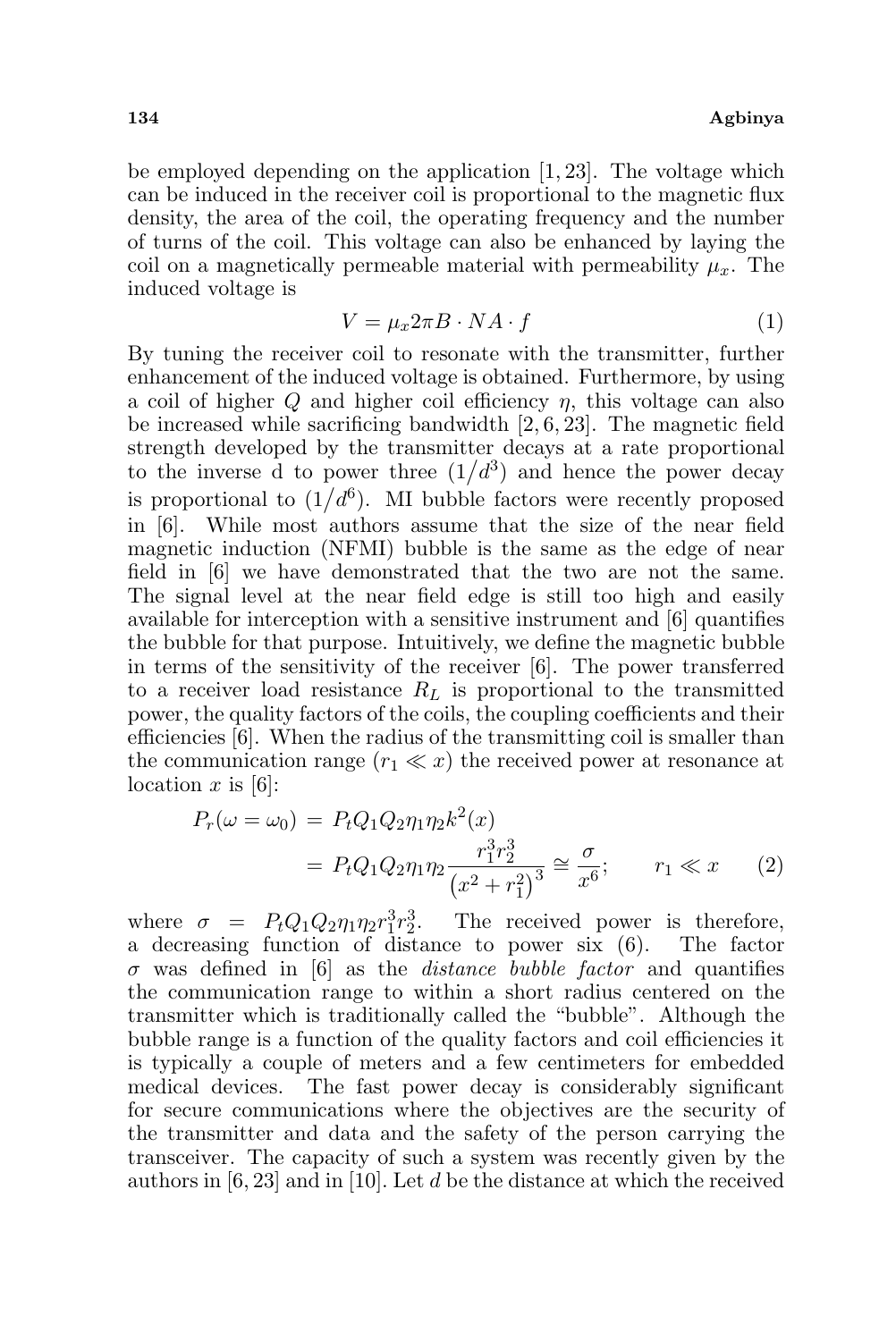be employed depending on the application [1, 23]. The voltage which can be induced in the receiver coil is proportional to the magnetic flux density, the area of the coil, the operating frequency and the number of turns of the coil. This voltage can also be enhanced by laying the coil on a magnetically permeable material with permeability $\mu_x$. The induced voltage is

$$V = \mu_x 2\pi B \cdot NA \cdot f \tag{1}$$

By tuning the receiver coil to resonate with the transmitter, further enhancement of the induced voltage is obtained. Furthermore, by using a coil of higher $Q$ and higher coil efficiency $\eta$, this voltage can also be increased while sacrificing bandwidth [2, 6, 23]. The magnetic field strength developed by the transmitter decays at a rate proportional to the inverse d to power three $(1/d^3)$ and hence the power decay is proportional to $(1/d^6)$. MI bubble factors were recently proposed in [6]. While most authors assume that the size of the near field magnetic induction (NFMI) bubble is the same as the edge of near field in [6] we have demonstrated that the two are not the same. The signal level at the near field edge is still too high and easily available for interception with a sensitive instrument and [6] quantifies the bubble for that purpose. Intuitively, we define the magnetic bubble in terms of the sensitivity of the receiver [6]. The power transferred to a receiver load resistance $R_L$ is proportional to the transmitted power, the quality factors of the coils, the coupling coefficients and their efficiencies [6]. When the radius of the transmitting coil is smaller than the communication range ($r_1 \ll x$) the received power at resonance at location $x$ is [6]:

$$\begin{aligned} P_r(\omega = \omega_0) &= P_t Q_1 Q_2 \eta_1 \eta_2 k^2(x) \\ &= P_t Q_1 Q_2 \eta_1 \eta_2 \frac{r_1^3 r_2^3}{\left(x^2 + r_1^2\right)^3} \cong \frac{\sigma}{x^6}; \qquad r_1 \ll x \end{aligned} \tag{2}$$

where $\sigma = P_t Q_1 Q_2 \eta_1 \eta_2 r_1^3 r_2^3$. The received power is therefore, a decreasing function of distance to power six (6). The factor $\sigma$ was defined in [6] as the *distance bubble factor* and quantifies the communication range to within a short radius centered on the transmitter which is traditionally called the "bubble". Although the bubble range is a function of the quality factors and coil efficiencies it is typically a couple of meters and a few centimeters for embedded medical devices. The fast power decay is considerably significant for secure communications where the objectives are the security of the transmitter and data and the safety of the person carrying the transceiver. The capacity of such a system was recently given by the authors in [6, 23] and in [10]. Let $d$ be the distance at which the received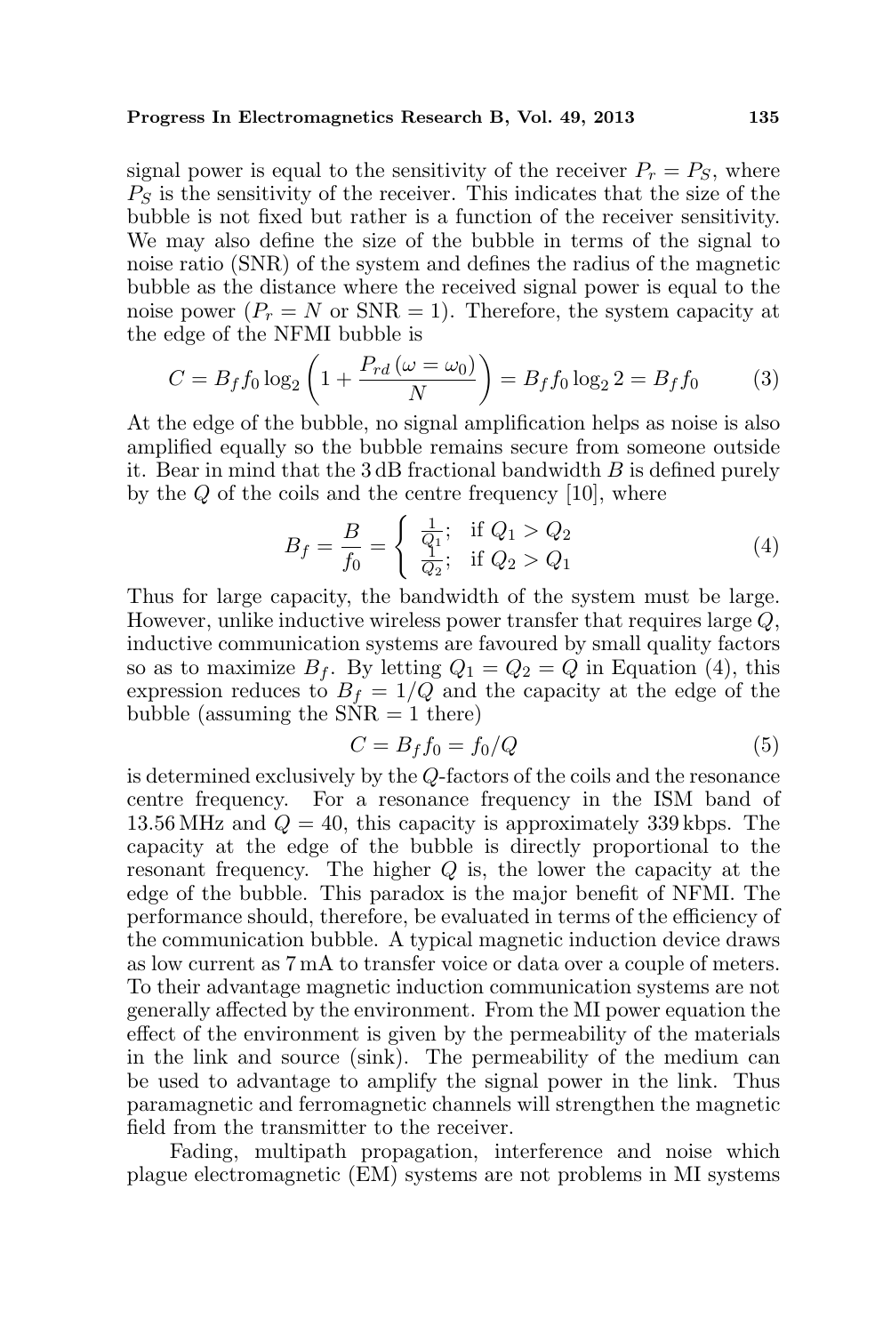signal power is equal to the sensitivity of the receiver $P_r = P_S$, where $P_S$ is the sensitivity of the receiver. This indicates that the size of the bubble is not fixed but rather is a function of the receiver sensitivity. We may also define the size of the bubble in terms of the signal to noise ratio (SNR) of the system and defines the radius of the magnetic bubble as the distance where the received signal power is equal to the noise power ($P_r = N$ or $\mathrm{SNR} = 1$). Therefore, the system capacity at the edge of the NFMI bubble is

$$C = B_f f_0 \log_2 \left( 1 + \frac{P_{rd}\,(\omega = \omega_0)}{N} \right) = B_f f_0 \log_2 2 = B_f f_0 \tag{3}$$

At the edge of the bubble, no signal amplification helps as noise is also amplified equally so the bubble remains secure from someone outside it. Bear in mind that the 3 dB fractional bandwidth $B$ is defined purely by the $Q$ of the coils and the centre frequency [10], where

$$B_f = \frac{B}{f_0} = \begin{cases} \frac{1}{Q_1}; & \text{if } Q_1 > Q_2 \\ \frac{1}{Q_2}; & \text{if } Q_2 > Q_1 \end{cases} \tag{4}$$

Thus for large capacity, the bandwidth of the system must be large. However, unlike inductive wireless power transfer that requires large $Q$, inductive communication systems are favoured by small quality factors so as to maximize $B_f$. By letting $Q_1 = Q_2 = Q$ in Equation (4), this expression reduces to $B_f = 1/Q$ and the capacity at the edge of the bubble (assuming the $\mathrm{SNR} = 1$ there)

$$C = B_f f_0 = f_0/Q \tag{5}$$

is determined exclusively by the $Q$-factors of the coils and the resonance centre frequency. For a resonance frequency in the ISM band of 13.56 MHz and $Q = 40$, this capacity is approximately 339 kbps. The capacity at the edge of the bubble is directly proportional to the resonant frequency. The higher $Q$ is, the lower the capacity at the edge of the bubble. This paradox is the major benefit of NFMI. The performance should, therefore, be evaluated in terms of the efficiency of the communication bubble. A typical magnetic induction device draws as low current as 7 mA to transfer voice or data over a couple of meters. To their advantage magnetic induction communication systems are not generally affected by the environment. From the MI power equation the effect of the environment is given by the permeability of the materials in the link and source (sink). The permeability of the medium can be used to advantage to amplify the signal power in the link. Thus paramagnetic and ferromagnetic channels will strengthen the magnetic field from the transmitter to the receiver.

Fading, multipath propagation, interference and noise which plague electromagnetic (EM) systems are not problems in MI systems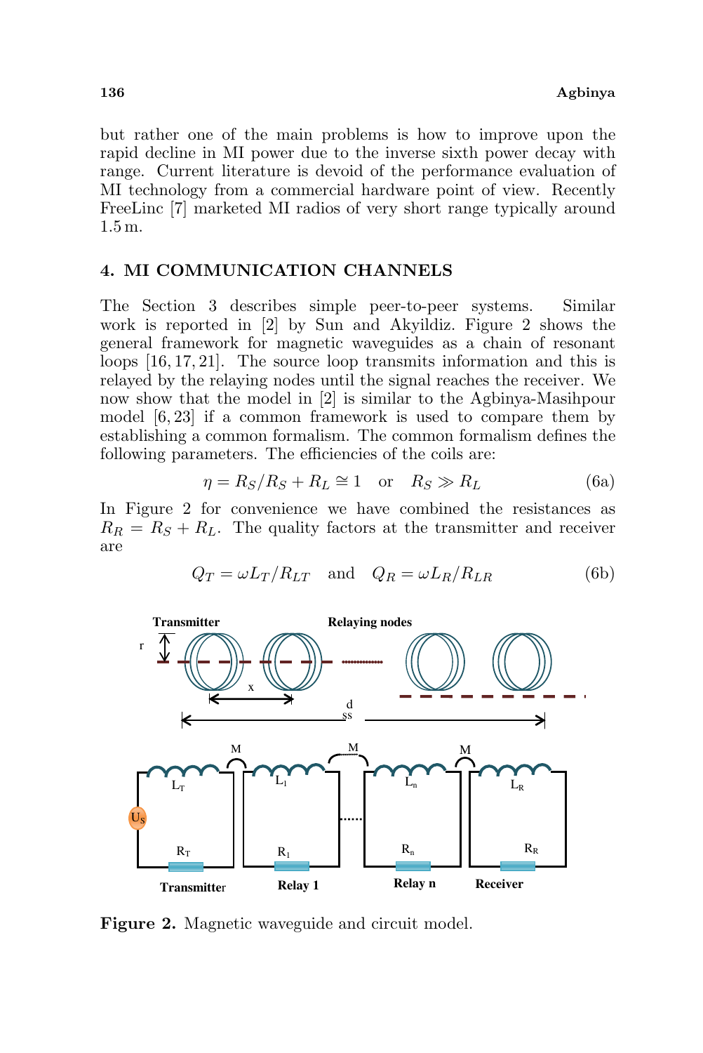but rather one of the main problems is how to improve upon the rapid decline in MI power due to the inverse sixth power decay with range. Current literature is devoid of the performance evaluation of MI technology from a commercial hardware point of view. Recently FreeLinc [7] marketed MI radios of very short range typically around 1.5 m.

## 4. MI COMMUNICATION CHANNELS

The Section 3 describes simple peer-to-peer systems. Similar work is reported in [2] by Sun and Akyildiz. Figure 2 shows the general framework for magnetic waveguides as a chain of resonant loops [16, 17, 21]. The source loop transmits information and this is relayed by the relaying nodes until the signal reaches the receiver. We now show that the model in [2] is similar to the Agbinya-Masihpour model [6, 23] if a common framework is used to compare them by establishing a common formalism. The common formalism defines the following parameters. The efficiencies of the coils are:

$$\eta = R_S/R_S + R_L \cong 1 \quad \text{or} \quad R_S \gg R_L \tag{6a}$$

In Figure 2 for convenience we have combined the resistances as $R_R = R_S + R_L$. The quality factors at the transmitter and receiver are

$$Q_T = \omega L_T/R_{LT} \quad \text{and} \quad Q_R = \omega L_R/R_{LR} \tag{6b}$$

**Figure 2.** Magnetic waveguide and circuit model.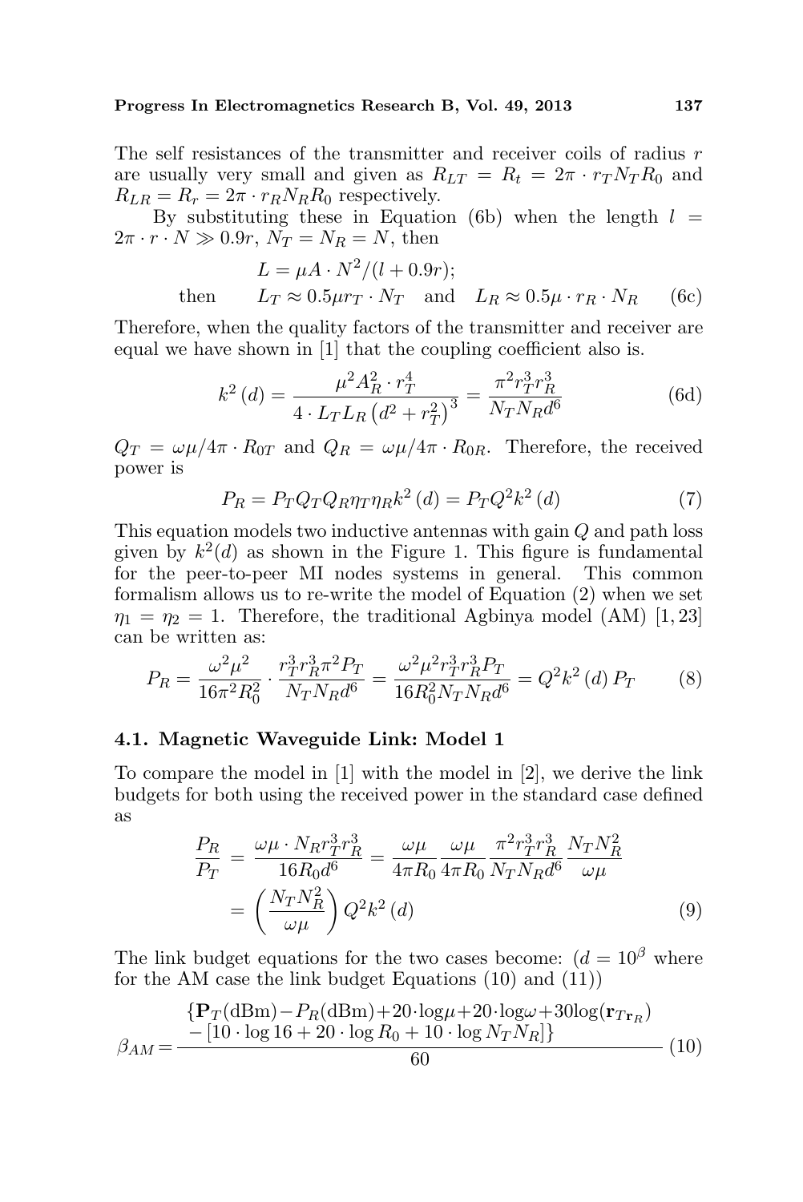The self resistances of the transmitter and receiver coils of radius $r$ are usually very small and given as $R_{LT} = R_t = 2\pi \cdot r_T N_T R_0$ and $R_{LR} = R_r = 2\pi \cdot r_R N_R R_0$ respectively.

By substituting these in Equation (6b) when the length $l = 2\pi \cdot r \cdot N \gg 0.9r$, $N_T = N_R = N$, then

$$L = \mu A \cdot N^2/(l + 0.9r);$$

$$\text{then} \qquad L_T \approx 0.5\mu r_T \cdot N_T \quad \text{and} \quad L_R \approx 0.5\mu \cdot r_R \cdot N_R \tag{6c}$$

Therefore, when the quality factors of the transmitter and receiver are equal we have shown in [1] that the coupling coefficient also is.

$$k^2(d) = \frac{\mu^2 A_R^2 \cdot r_T^4}{4 \cdot L_T L_R \left(d^2 + r_T^2\right)^3} = \frac{\pi^2 r_T^3 r_R^3}{N_T N_R d^6} \tag{6d}$$

$Q_T = \omega\mu/4\pi \cdot R_{0T}$ and $Q_R = \omega\mu/4\pi \cdot R_{0R}$. Therefore, the received power is

$$P_R = P_T Q_T Q_R \eta_T \eta_R k^2(d) = P_T Q^2 k^2(d) \tag{7}$$

This equation models two inductive antennas with gain $Q$ and path loss given by $k^2(d)$ as shown in the Figure 1. This figure is fundamental for the peer-to-peer MI nodes systems in general. This common formalism allows us to re-write the model of Equation (2) when we set $\eta_1 = \eta_2 = 1$. Therefore, the traditional Agbinya model (AM) [1, 23] can be written as:

$$P_R = \frac{\omega^2\mu^2}{16\pi^2 R_0^2} \cdot \frac{r_T^3 r_R^3 \pi^2 P_T}{N_T N_R d^6} = \frac{\omega^2\mu^2 r_T^3 r_R^3 P_T}{16 R_0^2 N_T N_R d^6} = Q^2 k^2(d) P_T \tag{8}$$

### 4.1. Magnetic Waveguide Link: Model 1

To compare the model in [1] with the model in [2], we derive the link budgets for both using the received power in the standard case defined as

$$\frac{P_R}{P_T} = \frac{\omega\mu \cdot N_R r_T^3 r_R^3}{16 R_0 d^6} = \frac{\omega\mu}{4\pi R_0} \frac{\omega\mu}{4\pi R_0} \frac{\pi^2 r_T^3 r_R^3}{N_T N_R d^6} \frac{N_T N_R^2}{\omega\mu} = \left(\frac{N_T N_R^2}{\omega\mu}\right) Q^2 k^2(d) \tag{9}$$

The link budget equations for the two cases become: ($d = 10^\beta$ where for the AM case the link budget Equations (10) and (11))

$$\beta_{AM} = \frac{\begin{aligned}\{\mathbf{P}_T(\text{dBm}) - P_R(\text{dBm}) + 20 \cdot \log\mu + 20 \cdot \log\omega + 30\log(\mathbf{r}_{T\mathbf{r}_R})\\ - [10 \cdot \log 16 + 20 \cdot \log R_0 + 10 \cdot \log N_T N_R]\}\end{aligned}}{60} \tag{10}$$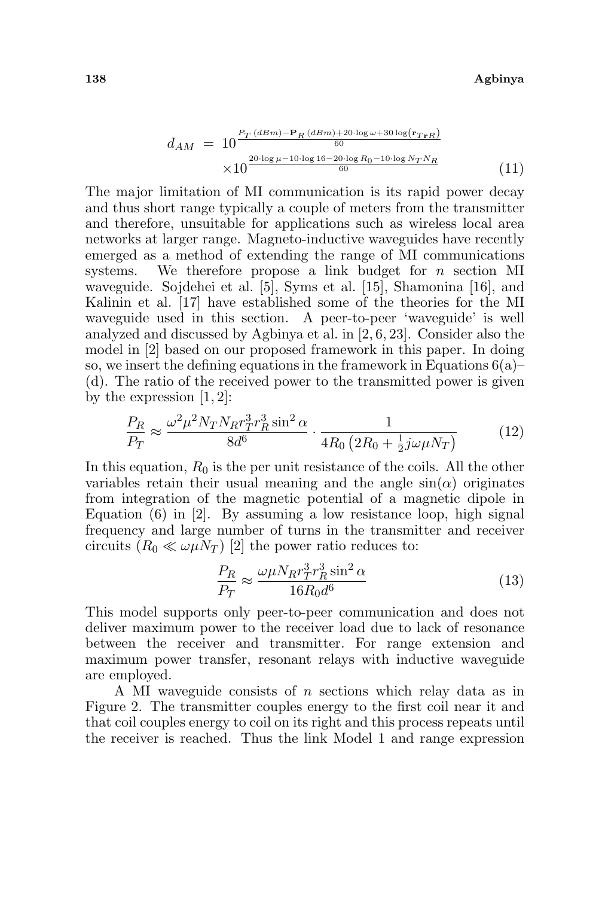$$d_{AM} = 10^{\frac{P_T\,(dBm) - \mathbf{P}_R\,(dBm) + 20\cdot\log\omega + 30\log(\mathbf{r}_{T\mathbf{r}R})}{60}} \times 10^{\frac{20\cdot\log\mu - 10\cdot\log 16 - 20\cdot\log R_0 - 10\cdot\log N_T N_R}{60}} \tag{11}$$

The major limitation of MI communication is its rapid power decay and thus short range typically a couple of meters from the transmitter and therefore, unsuitable for applications such as wireless local area networks at larger range. Magneto-inductive waveguides have recently emerged as a method of extending the range of MI communications systems. We therefore propose a link budget for $n$ section MI waveguide. Sojdehei et al. [5], Syms et al. [15], Shamonina [16], and Kalinin et al. [17] have established some of the theories for the MI waveguide used in this section. A peer-to-peer 'waveguide' is well analyzed and discussed by Agbinya et al. in [2, 6, 23]. Consider also the model in [2] based on our proposed framework in this paper. In doing so, we insert the defining equations in the framework in Equations 6(a)–(d). The ratio of the received power to the transmitted power is given by the expression [1, 2]:

$$\frac{P_R}{P_T} \approx \frac{\omega^2\mu^2 N_T N_R r_T^3 r_R^3 \sin^2\alpha}{8d^6} \cdot \frac{1}{4R_0\left(2R_0 + \frac{1}{2}j\omega\mu N_T\right)} \tag{12}$$

In this equation, $R_0$ is the per unit resistance of the coils. All the other variables retain their usual meaning and the angle $\sin(\alpha)$ originates from integration of the magnetic potential of a magnetic dipole in Equation (6) in [2]. By assuming a low resistance loop, high signal frequency and large number of turns in the transmitter and receiver circuits ($R_0 \ll \omega\mu N_T$) [2] the power ratio reduces to:

$$\frac{P_R}{P_T} \approx \frac{\omega\mu N_R r_T^3 r_R^3 \sin^2\alpha}{16R_0 d^6} \tag{13}$$

This model supports only peer-to-peer communication and does not deliver maximum power to the receiver load due to lack of resonance between the receiver and transmitter. For range extension and maximum power transfer, resonant relays with inductive waveguide are employed.

A MI waveguide consists of $n$ sections which relay data as in Figure 2. The transmitter couples energy to the first coil near it and that coil couples energy to coil on its right and this process repeats until the receiver is reached. Thus the link Model 1 and range expression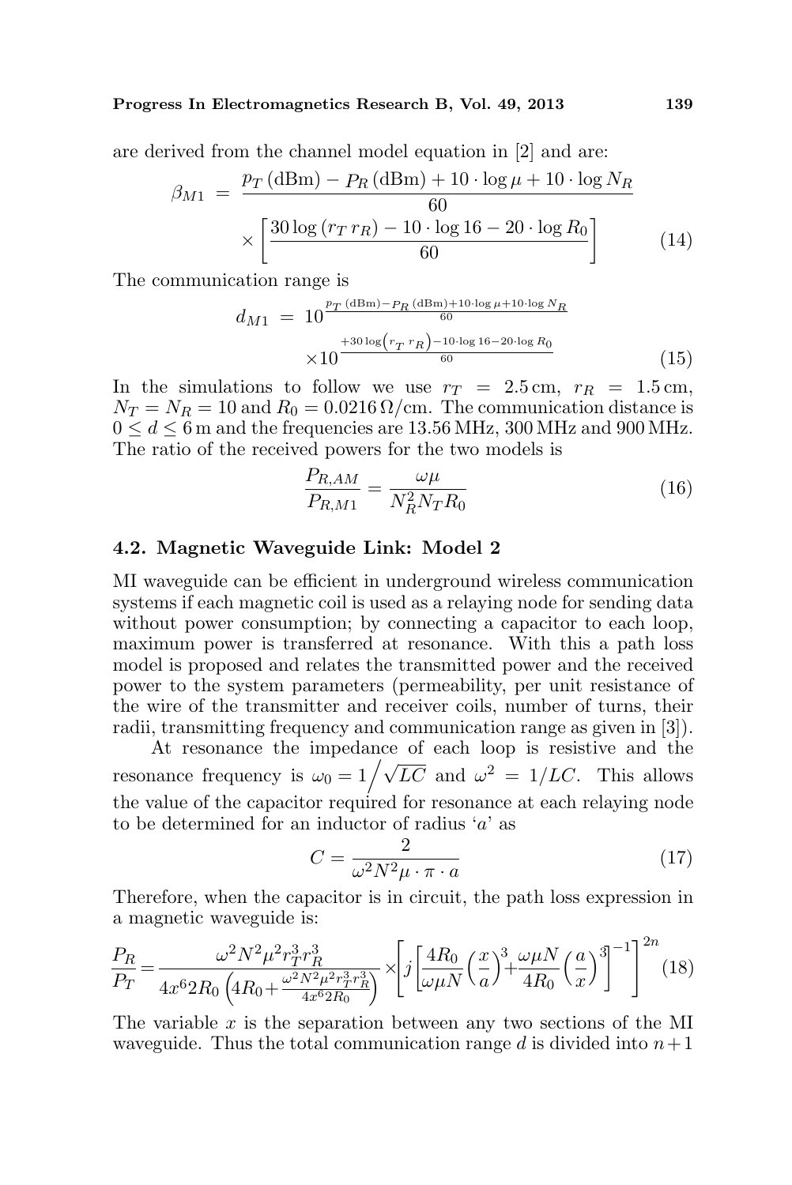are derived from the channel model equation in [2] and are:

$$\beta_{M1} = \frac{p_T\,(\text{dBm}) - P_R\,(\text{dBm}) + 10\cdot\log\mu + 10\cdot\log N_R}{60} \times \left[\frac{30\log\left(r_T\, r_R\right) - 10\cdot\log 16 - 20\cdot\log R_0}{60}\right] \tag{14}$$

The communication range is

$$d_{M1} = 10^{\frac{p_T\,(\text{dBm}) - P_R\,(\text{dBm}) + 10\cdot\log\mu + 10\cdot\log N_R}{60}} \times 10^{\frac{+30\log\left(r_T\, r_R\right) - 10\cdot\log 16 - 20\cdot\log R_0}{60}} \tag{15}$$

In the simulations to follow we use $r_T = 2.5\,\text{cm}$, $r_R = 1.5\,\text{cm}$, $N_T = N_R = 10$ and $R_0 = 0.0216\,\Omega/\text{cm}$. The communication distance is $0 \leq d \leq 6\,\text{m}$ and the frequencies are 13.56 MHz, 300 MHz and 900 MHz. The ratio of the received powers for the two models is

$$\frac{P_{R,AM}}{P_{R,M1}} = \frac{\omega\mu}{N_R^2 N_T R_0} \tag{16}$$

### 4.2. Magnetic Waveguide Link: Model 2

MI waveguide can be efficient in underground wireless communication systems if each magnetic coil is used as a relaying node for sending data without power consumption; by connecting a capacitor to each loop, maximum power is transferred at resonance. With this a path loss model is proposed and relates the transmitted power and the received power to the system parameters (permeability, per unit resistance of the wire of the transmitter and receiver coils, number of turns, their radii, transmitting frequency and communication range as given in [3]).

At resonance the impedance of each loop is resistive and the resonance frequency is $\omega_0 = 1\big/\sqrt{LC}$ and $\omega^2 = 1/LC$. This allows the value of the capacitor required for resonance at each relaying node to be determined for an inductor of radius '$a$' as

$$C = \frac{2}{\omega^2 N^2 \mu \cdot \pi \cdot a} \tag{17}$$

Therefore, when the capacitor is in circuit, the path loss expression in a magnetic waveguide is:

$$\frac{P_R}{P_T} = \frac{\omega^2 N^2 \mu^2 r_T^3 r_R^3}{4x^6 2R_0\left(4R_0 + \frac{\omega^2 N^2 \mu^2 r_T^3 r_R^3}{4x^6 2R_0}\right)} \times \left[j\left[\frac{4R_0}{\omega\mu N}\left(\frac{x}{a}\right)^3 + \frac{\omega\mu N}{4R_0}\left(\frac{a}{x}\right)^3\right]^{-1}\right]^{2n} \tag{18}$$

The variable $x$ is the separation between any two sections of the MI waveguide. Thus the total communication range $d$ is divided into $n+1$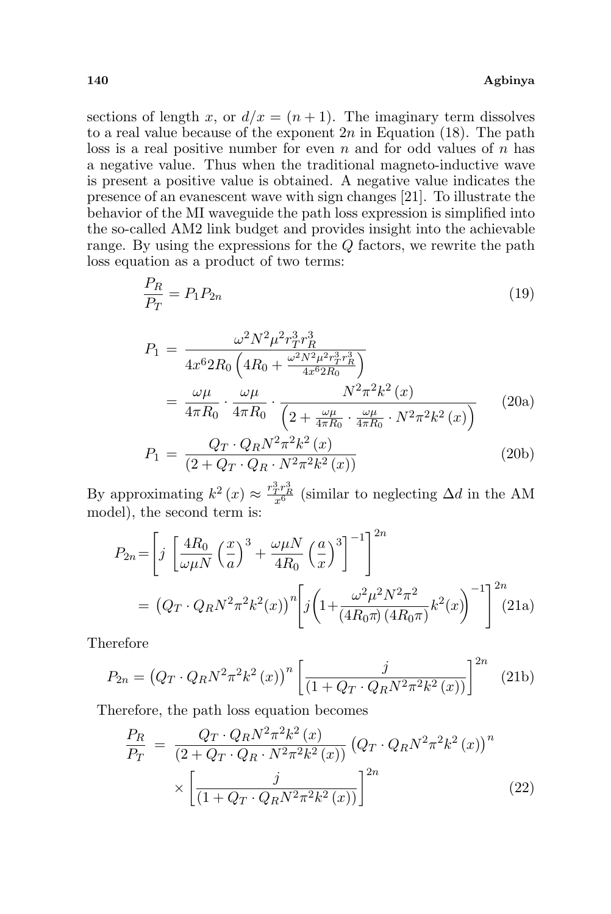sections of length $x$, or $d/x = (n+1)$. The imaginary term dissolves to a real value because of the exponent $2n$ in Equation (18). The path loss is a real positive number for even $n$ and for odd values of $n$ has a negative value. Thus when the traditional magneto-inductive wave is present a positive value is obtained. A negative value indicates the presence of an evanescent wave with sign changes [21]. To illustrate the behavior of the MI waveguide the path loss expression is simplified into the so-called AM2 link budget and provides insight into the achievable range. By using the expressions for the $Q$ factors, we rewrite the path loss equation as a product of two terms:

$$\frac{P_R}{P_T} = P_1 P_{2n} \tag{19}$$

$$\begin{aligned} P_1 &= \frac{\omega^2 N^2 \mu^2 r_T^3 r_R^3}{4x^6 2R_0 \left(4R_0 + \frac{\omega^2 N^2 \mu^2 r_T^3 r_R^3}{4x^6 2R_0}\right)} \\ &= \frac{\omega\mu}{4\pi R_0} \cdot \frac{\omega\mu}{4\pi R_0} \cdot \frac{N^2 \pi^2 k^2(x)}{\left(2 + \frac{\omega\mu}{4\pi R_0} \cdot \frac{\omega\mu}{4\pi R_0} \cdot N^2 \pi^2 k^2(x)\right)} \end{aligned} \tag{20a}$$

$$P_1 = \frac{Q_T \cdot Q_R N^2 \pi^2 k^2(x)}{(2 + Q_T \cdot Q_R \cdot N^2 \pi^2 k^2(x))} \tag{20b}$$

By approximating $k^2(x) \approx \frac{r_T^3 r_R^3}{x^6}$ (similar to neglecting $\Delta d$ in the AM model), the second term is:

$$\begin{aligned} P_{2n} &= \left[ j \left[ \frac{4R_0}{\omega\mu N} \left(\frac{x}{a}\right)^3 + \frac{\omega\mu N}{4R_0} \left(\frac{a}{x}\right)^3 \right]^{-1} \right]^{2n} \\ &= \left(Q_T \cdot Q_R N^2 \pi^2 k^2(x)\right)^n \left[ j \left(1 + \frac{\omega^2 \mu^2 N^2 \pi^2}{(4R_0 \pi)(4R_0 \pi)} k^2(x)\right)^{-1} \right]^{2n} \end{aligned} \tag{21a}$$

Therefore

$$P_{2n} = \left(Q_T \cdot Q_R N^2 \pi^2 k^2(x)\right)^n \left[ \frac{j}{(1 + Q_T \cdot Q_R N^2 \pi^2 k^2(x))} \right]^{2n} \tag{21b}$$

Therefore, the path loss equation becomes

$$\begin{aligned} \frac{P_R}{P_T} &= \frac{Q_T \cdot Q_R N^2 \pi^2 k^2(x)}{(2 + Q_T \cdot Q_R \cdot N^2 \pi^2 k^2(x))} \left(Q_T \cdot Q_R N^2 \pi^2 k^2(x)\right)^n \\ &\quad \times \left[ \frac{j}{(1 + Q_T \cdot Q_R N^2 \pi^2 k^2(x))} \right]^{2n} \end{aligned} \tag{22}$$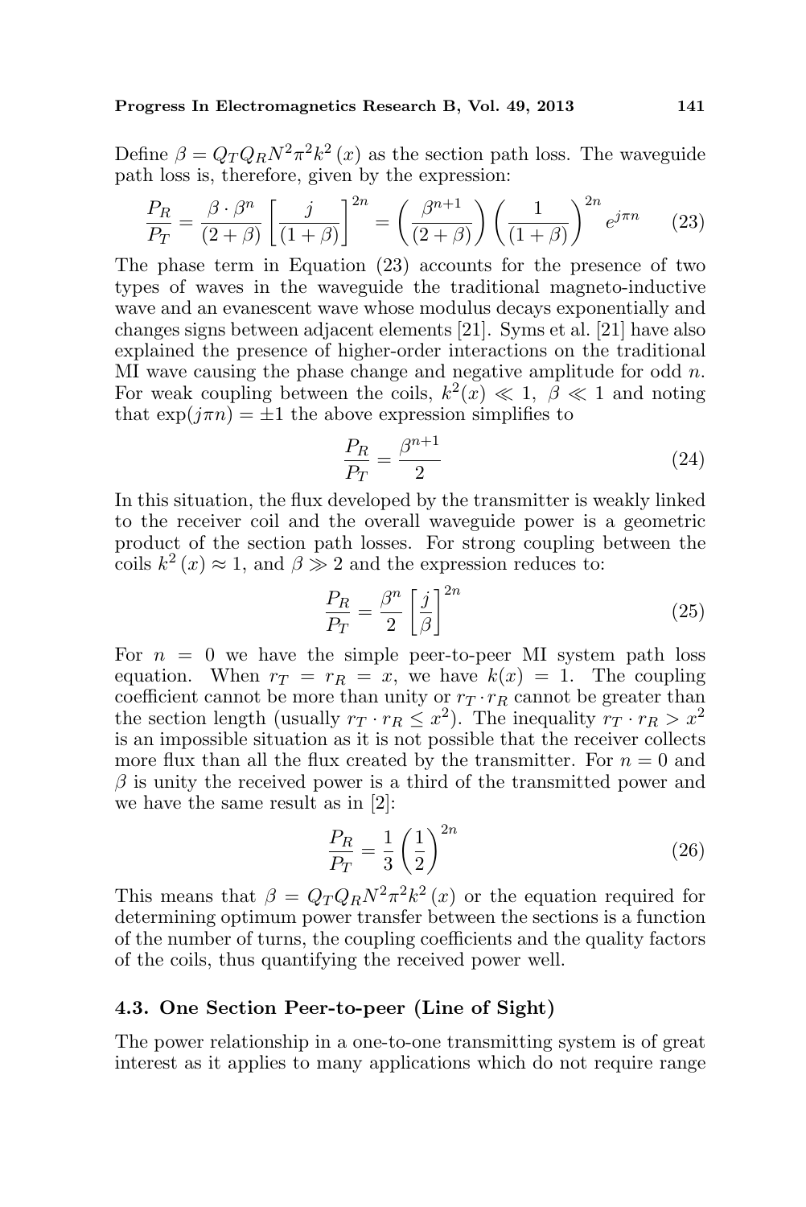Define $\beta = Q_T Q_R N^2 \pi^2 k^2(x)$ as the section path loss. The waveguide path loss is, therefore, given by the expression:

$$\frac{P_R}{P_T} = \frac{\beta \cdot \beta^n}{(2+\beta)} \left[\frac{j}{(1+\beta)}\right]^{2n} = \left(\frac{\beta^{n+1}}{(2+\beta)}\right) \left(\frac{1}{(1+\beta)}\right)^{2n} e^{j\pi n} \tag{23}$$

The phase term in Equation (23) accounts for the presence of two types of waves in the waveguide the traditional magneto-inductive wave and an evanescent wave whose modulus decays exponentially and changes signs between adjacent elements [21]. Syms et al. [21] have also explained the presence of higher-order interactions on the traditional MI wave causing the phase change and negative amplitude for odd $n$. For weak coupling between the coils, $k^2(x) \ll 1$, $\beta \ll 1$ and noting that $\exp(j\pi n) = \pm 1$ the above expression simplifies to

$$\frac{P_R}{P_T} = \frac{\beta^{n+1}}{2} \tag{24}$$

In this situation, the flux developed by the transmitter is weakly linked to the receiver coil and the overall waveguide power is a geometric product of the section path losses. For strong coupling between the coils $k^2(x) \approx 1$, and $\beta \gg 2$ and the expression reduces to:

$$\frac{P_R}{P_T} = \frac{\beta^n}{2} \left[\frac{j}{\beta}\right]^{2n} \tag{25}$$

For $n = 0$ we have the simple peer-to-peer MI system path loss equation. When $r_T = r_R = x$, we have $k(x) = 1$. The coupling coefficient cannot be more than unity or $r_T \cdot r_R$ cannot be greater than the section length (usually $r_T \cdot r_R \leq x^2$). The inequality $r_T \cdot r_R > x^2$ is an impossible situation as it is not possible that the receiver collects more flux than all the flux created by the transmitter. For $n = 0$ and $\beta$ is unity the received power is a third of the transmitted power and we have the same result as in [2]:

$$\frac{P_R}{P_T} = \frac{1}{3} \left(\frac{1}{2}\right)^{2n} \tag{26}$$

This means that $\beta = Q_T Q_R N^2 \pi^2 k^2(x)$ or the equation required for determining optimum power transfer between the sections is a function of the number of turns, the coupling coefficients and the quality factors of the coils, thus quantifying the received power well.

### 4.3. One Section Peer-to-peer (Line of Sight)

The power relationship in a one-to-one transmitting system is of great interest as it applies to many applications which do not require range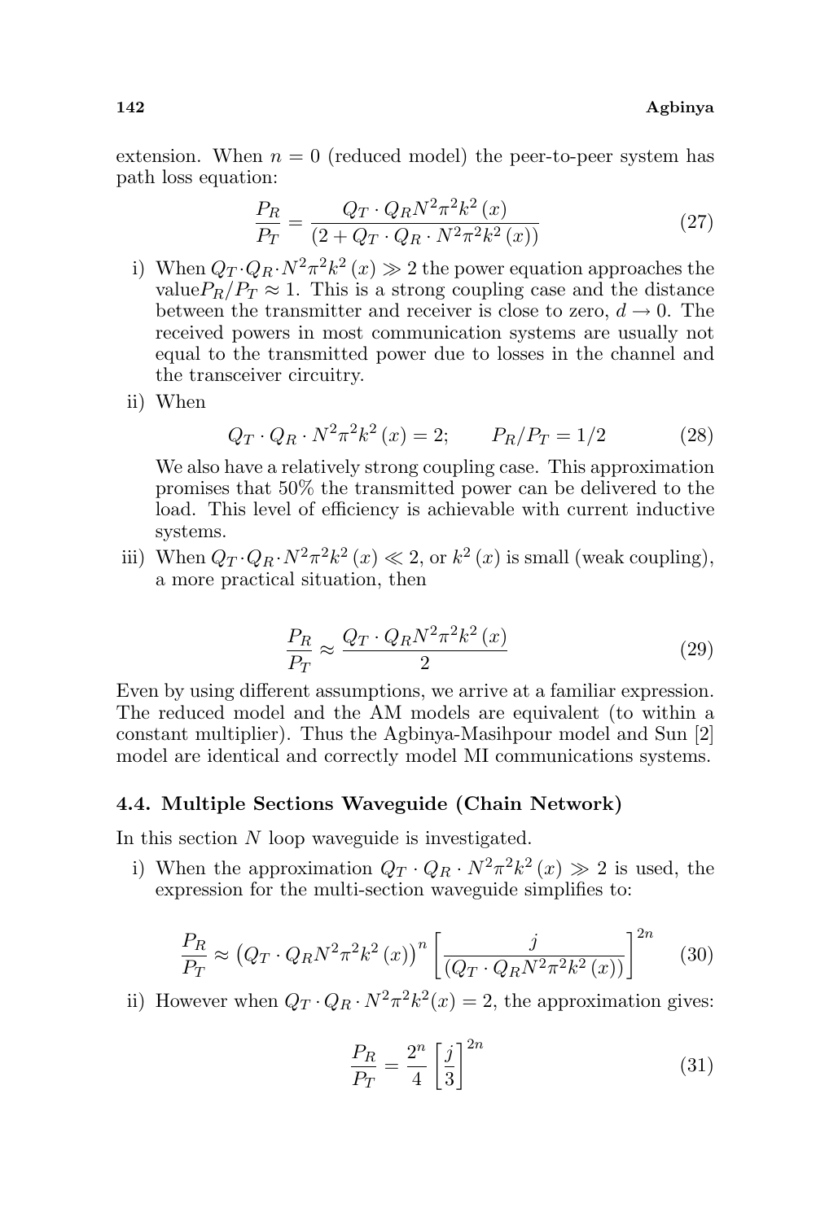extension. When $n = 0$ (reduced model) the peer-to-peer system has path loss equation:

$$\frac{P_R}{P_T} = \frac{Q_T \cdot Q_R N^2 \pi^2 k^2(x)}{(2 + Q_T \cdot Q_R \cdot N^2 \pi^2 k^2(x))} \tag{27}$$

i) When $Q_T \cdot Q_R \cdot N^2 \pi^2 k^2(x) \gg 2$ the power equation approaches the value$P_R/P_T \approx 1$. This is a strong coupling case and the distance between the transmitter and receiver is close to zero, $d \to 0$. The received powers in most communication systems are usually not equal to the transmitted power due to losses in the channel and the transceiver circuitry.

ii) When

$$Q_T \cdot Q_R \cdot N^2 \pi^2 k^2(x) = 2; \qquad P_R/P_T = 1/2 \tag{28}$$

We also have a relatively strong coupling case. This approximation promises that 50% the transmitted power can be delivered to the load. This level of efficiency is achievable with current inductive systems.

iii) When $Q_T \cdot Q_R \cdot N^2 \pi^2 k^2(x) \ll 2$, or $k^2(x)$ is small (weak coupling), a more practical situation, then

$$\frac{P_R}{P_T} \approx \frac{Q_T \cdot Q_R N^2 \pi^2 k^2(x)}{2} \tag{29}$$

Even by using different assumptions, we arrive at a familiar expression. The reduced model and the AM models are equivalent (to within a constant multiplier). Thus the Agbinya-Masihpour model and Sun [2] model are identical and correctly model MI communications systems.

### 4.4. Multiple Sections Waveguide (Chain Network)

In this section $N$ loop waveguide is investigated.

i) When the approximation $Q_T \cdot Q_R \cdot N^2 \pi^2 k^2(x) \gg 2$ is used, the expression for the multi-section waveguide simplifies to:

$$\frac{P_R}{P_T} \approx \left(Q_T \cdot Q_R N^2 \pi^2 k^2(x)\right)^n \left[\frac{j}{(Q_T \cdot Q_R N^2 \pi^2 k^2(x))}\right]^{2n} \tag{30}$$

ii) However when $Q_T \cdot Q_R \cdot N^2 \pi^2 k^2(x) = 2$, the approximation gives:

$$\frac{P_R}{P_T} = \frac{2^n}{4} \left[\frac{j}{3}\right]^{2n} \tag{31}$$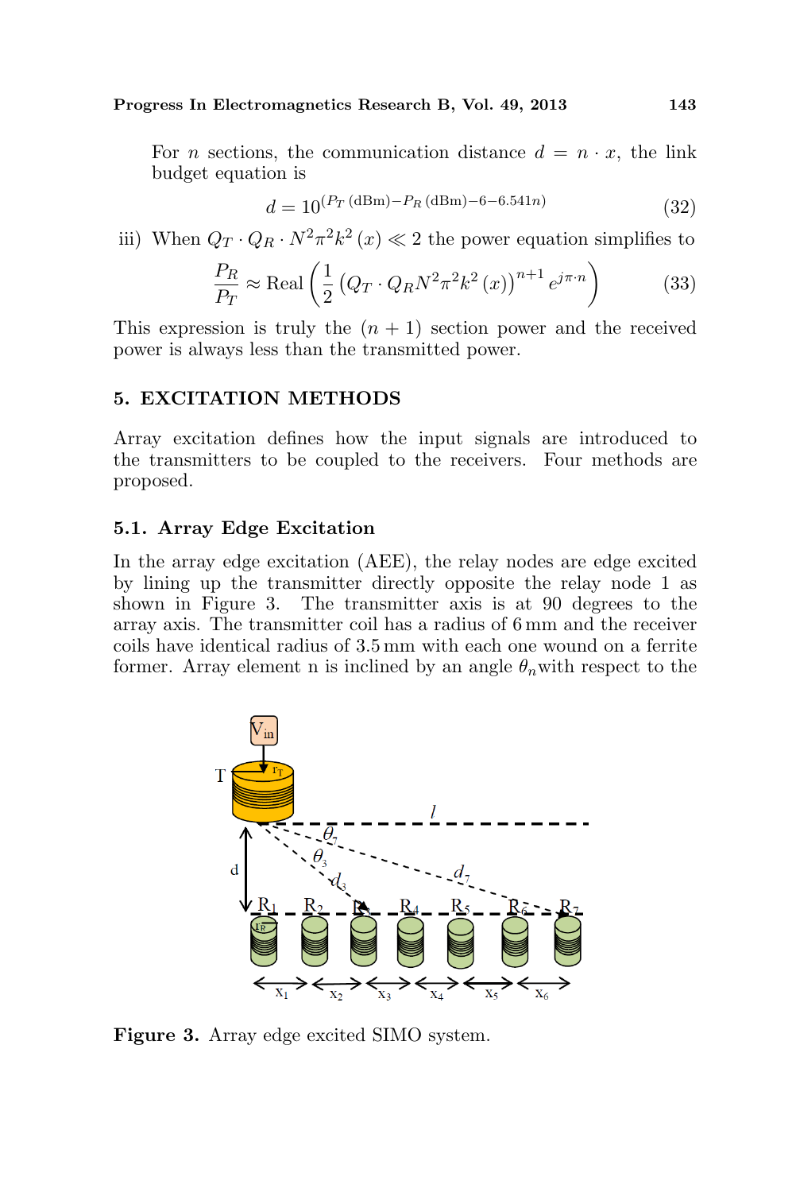For $n$ sections, the communication distance $d = n \cdot x$, the link budget equation is

$$d = 10^{(P_T\,(\text{dBm}) - P_R\,(\text{dBm}) - 6 - 6.541n)} \tag{32}$$

iii) When $Q_T \cdot Q_R \cdot N^2 \pi^2 k^2 (x) \ll 2$ the power equation simplifies to

$$\frac{P_R}{P_T} \approx \text{Real}\left(\frac{1}{2}\left(Q_T \cdot Q_R N^2 \pi^2 k^2 (x)\right)^{n+1} e^{j\pi \cdot n}\right) \tag{33}$$

This expression is truly the $(n+1)$ section power and the received power is always less than the transmitted power.

## 5. EXCITATION METHODS

Array excitation defines how the input signals are introduced to the transmitters to be coupled to the receivers. Four methods are proposed.

### 5.1. Array Edge Excitation

In the array edge excitation (AEE), the relay nodes are edge excited by lining up the transmitter directly opposite the relay node 1 as shown in Figure 3. The transmitter axis is at 90 degrees to the array axis. The transmitter coil has a radius of 6 mm and the receiver coils have identical radius of 3.5 mm with each one wound on a ferrite former. Array element n is inclined by an angle $\theta_n$with respect to the

**Figure 3.** Array edge excited SIMO system.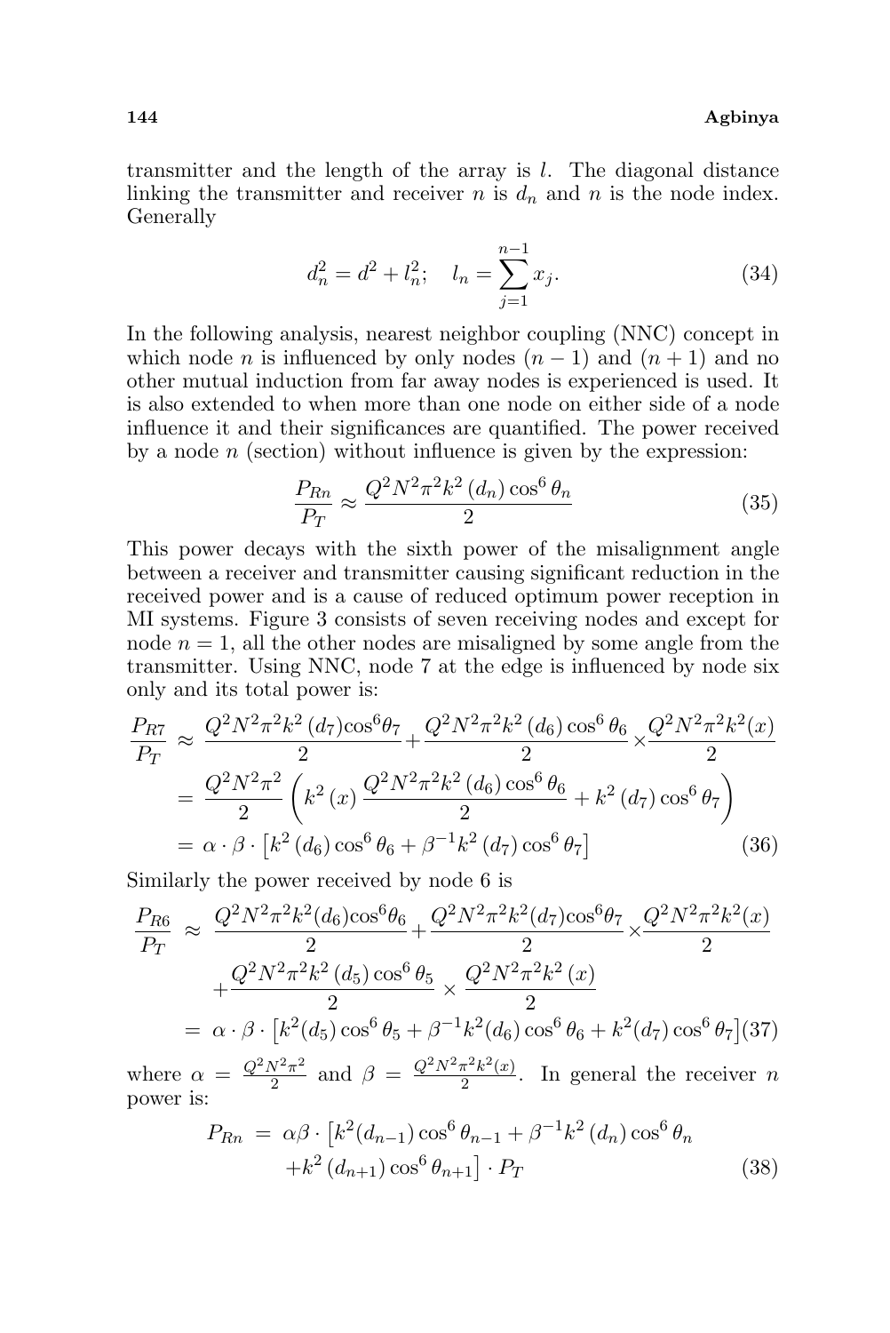transmitter and the length of the array is $l$. The diagonal distance linking the transmitter and receiver $n$ is $d_n$ and $n$ is the node index. Generally

$$d_n^2 = d^2 + l_n^2; \quad l_n = \sum_{j=1}^{n-1} x_j. \tag{34}$$

In the following analysis, nearest neighbor coupling (NNC) concept in which node $n$ is influenced by only nodes $(n-1)$ and $(n+1)$ and no other mutual induction from far away nodes is experienced is used. It is also extended to when more than one node on either side of a node influence it and their significances are quantified. The power received by a node $n$ (section) without influence is given by the expression:

$$\frac{P_{Rn}}{P_T} \approx \frac{Q^2 N^2 \pi^2 k^2 (d_n) \cos^6 \theta_n}{2} \tag{35}$$

This power decays with the sixth power of the misalignment angle between a receiver and transmitter causing significant reduction in the received power and is a cause of reduced optimum power reception in MI systems. Figure 3 consists of seven receiving nodes and except for node $n = 1$, all the other nodes are misaligned by some angle from the transmitter. Using NNC, node 7 at the edge is influenced by node six only and its total power is:

$$\begin{aligned}
\frac{P_{R7}}{P_T} &\approx \frac{Q^2 N^2 \pi^2 k^2 (d_7) \cos^6 \theta_7}{2} + \frac{Q^2 N^2 \pi^2 k^2 (d_6) \cos^6 \theta_6}{2} \times \frac{Q^2 N^2 \pi^2 k^2 (x)}{2} \\
&= \frac{Q^2 N^2 \pi^2}{2} \left( k^2 (x) \frac{Q^2 N^2 \pi^2 k^2 (d_6) \cos^6 \theta_6}{2} + k^2 (d_7) \cos^6 \theta_7 \right) \\
&= \alpha \cdot \beta \cdot \left[ k^2 (d_6) \cos^6 \theta_6 + \beta^{-1} k^2 (d_7) \cos^6 \theta_7 \right]
\end{aligned} \tag{36}$$

Similarly the power received by node 6 is

$$\begin{aligned}
\frac{P_{R6}}{P_T} &\approx \frac{Q^2 N^2 \pi^2 k^2 (d_6) \cos^6 \theta_6}{2} + \frac{Q^2 N^2 \pi^2 k^2 (d_7) \cos^6 \theta_7}{2} \times \frac{Q^2 N^2 \pi^2 k^2 (x)}{2} \\
&\quad + \frac{Q^2 N^2 \pi^2 k^2 (d_5) \cos^6 \theta_5}{2} \times \frac{Q^2 N^2 \pi^2 k^2 (x)}{2} \\
&= \alpha \cdot \beta \cdot \left[ k^2 (d_5) \cos^6 \theta_5 + \beta^{-1} k^2 (d_6) \cos^6 \theta_6 + k^2 (d_7) \cos^6 \theta_7 \right]
\end{aligned} \tag{37}$$

where $\alpha = \frac{Q^2 N^2 \pi^2}{2}$ and $\beta = \frac{Q^2 N^2 \pi^2 k^2 (x)}{2}$. In general the receiver $n$ power is:

$$\begin{aligned}
P_{Rn} &= \alpha \beta \cdot \left[ k^2 (d_{n-1}) \cos^6 \theta_{n-1} + \beta^{-1} k^2 (d_n) \cos^6 \theta_n \right. \\
&\quad \left. + k^2 (d_{n+1}) \cos^6 \theta_{n+1} \right] \cdot P_T
\end{aligned} \tag{38}$$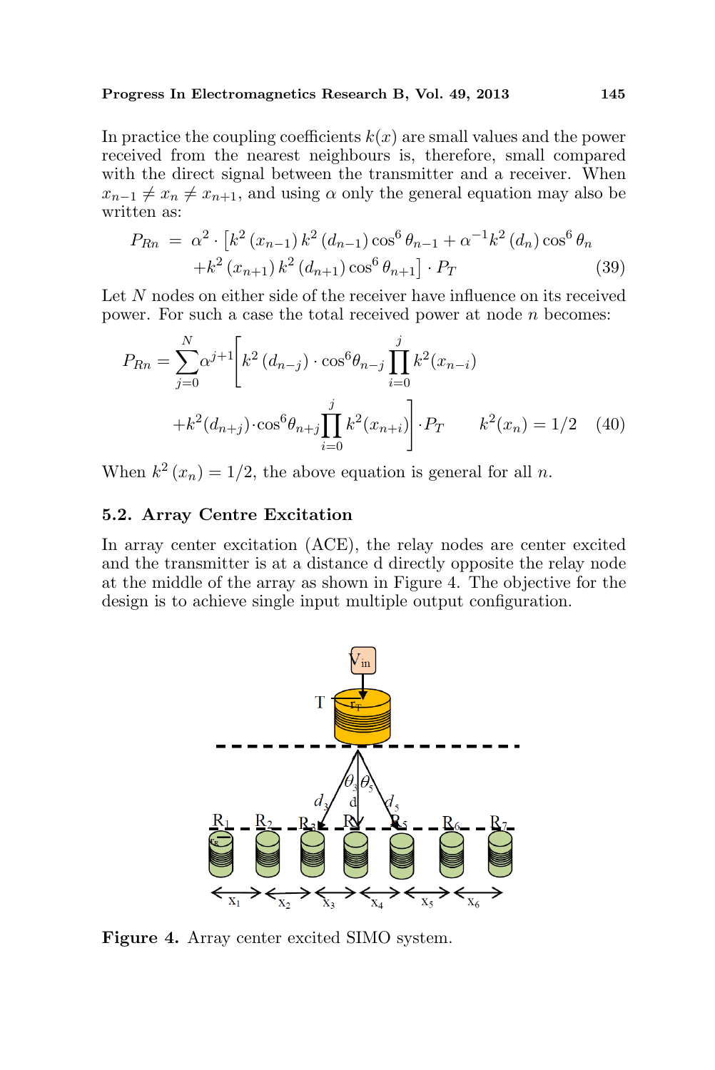In practice the coupling coefficients $k(x)$ are small values and the power received from the nearest neighbours is, therefore, small compared with the direct signal between the transmitter and a receiver. When $x_{n-1} \neq x_n \neq x_{n+1}$, and using $\alpha$ only the general equation may also be written as:

$$P_{Rn} = \alpha^2 \cdot \left[k^2(x_{n-1})\, k^2(d_{n-1}) \cos^6\theta_{n-1} + \alpha^{-1} k^2(d_n)\cos^6\theta_n + k^2(x_{n+1})\, k^2(d_{n+1})\cos^6\theta_{n+1}\right] \cdot P_T \tag{39}$$

Let $N$ nodes on either side of the receiver have influence on its received power. For such a case the total received power at node $n$ becomes:

$$P_{Rn} = \sum_{j=0}^{N} \alpha^{j+1} \left[ k^2(d_{n-j}) \cdot \cos^6\theta_{n-j} \prod_{i=0}^{j} k^2(x_{n-i}) + k^2(d_{n+j}) \cdot \cos^6\theta_{n+j} \prod_{i=0}^{j} k^2(x_{n+i}) \right] \cdot P_T \qquad k^2(x_n) = 1/2 \tag{40}$$

When $k^2(x_n) = 1/2$, the above equation is general for all $n$.

### 5.2. Array Centre Excitation

In array center excitation (ACE), the relay nodes are center excited and the transmitter is at a distance d directly opposite the relay node at the middle of the array as shown in Figure 4. The objective for the design is to achieve single input multiple output configuration.

**Figure 4.** Array center excited SIMO system.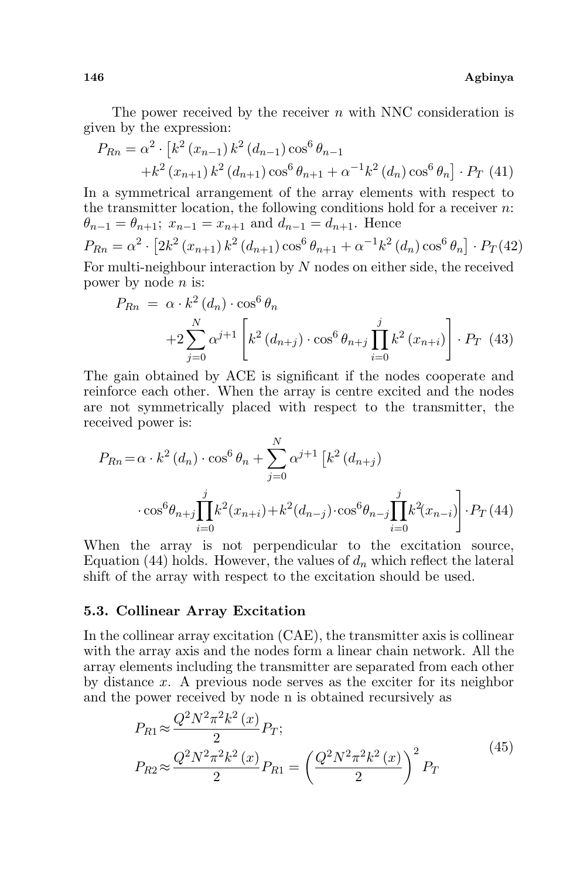The power received by the receiver $n$ with NNC consideration is given by the expression:

$$P_{Rn} = \alpha^2 \cdot \left[k^2 (x_{n-1}) \, k^2 (d_{n-1}) \cos^6 \theta_{n-1} + k^2 (x_{n+1}) \, k^2 (d_{n+1}) \cos^6 \theta_{n+1} + \alpha^{-1} k^2 (d_n) \cos^6 \theta_n \right] \cdot P_T \quad (41)$$

In a symmetrical arrangement of the array elements with respect to the transmitter location, the following conditions hold for a receiver $n$: $\theta_{n-1} = \theta_{n+1}$; $x_{n-1} = x_{n+1}$ and $d_{n-1} = d_{n+1}$. Hence

$$P_{Rn} = \alpha^2 \cdot \left[2k^2 (x_{n+1}) \, k^2 (d_{n+1}) \cos^6 \theta_{n+1} + \alpha^{-1} k^2 (d_n) \cos^6 \theta_n \right] \cdot P_T \quad (42)$$

For multi-neighbour interaction by $N$ nodes on either side, the received power by node $n$ is:

$$P_{Rn} = \alpha \cdot k^2 (d_n) \cdot \cos^6 \theta_n + 2 \sum_{j=0}^{N} \alpha^{j+1} \left[ k^2 (d_{n+j}) \cdot \cos^6 \theta_{n+j} \prod_{i=0}^{j} k^2 (x_{n+i}) \right] \cdot P_T \quad (43)$$

The gain obtained by ACE is significant if the nodes cooperate and reinforce each other. When the array is centre excited and the nodes are not symmetrically placed with respect to the transmitter, the received power is:

$$P_{Rn} = \alpha \cdot k^2 (d_n) \cdot \cos^6 \theta_n + \sum_{j=0}^{N} \alpha^{j+1} \left[ k^2 (d_{n+j}) \cdot \cos^6 \theta_{n+j} \prod_{i=0}^{j} k^2 (x_{n+i}) + k^2 (d_{n-j}) \cdot \cos^6 \theta_{n-j} \prod_{i=0}^{j} k^2 (x_{n-i}) \right] \cdot P_T \quad (44)$$

When the array is not perpendicular to the excitation source, Equation (44) holds. However, the values of $d_n$ which reflect the lateral shift of the array with respect to the excitation should be used.

### 5.3. Collinear Array Excitation

In the collinear array excitation (CAE), the transmitter axis is collinear with the array axis and the nodes form a linear chain network. All the array elements including the transmitter are separated from each other by distance $x$. A previous node serves as the exciter for its neighbor and the power received by node n is obtained recursively as

$$P_{R1} \approx \frac{Q^2 N^2 \pi^2 k^2 (x)}{2} P_T; \qquad P_{R2} \approx \frac{Q^2 N^2 \pi^2 k^2 (x)}{2} P_{R1} = \left( \frac{Q^2 N^2 \pi^2 k^2 (x)}{2} \right)^2 P_T \quad (45)$$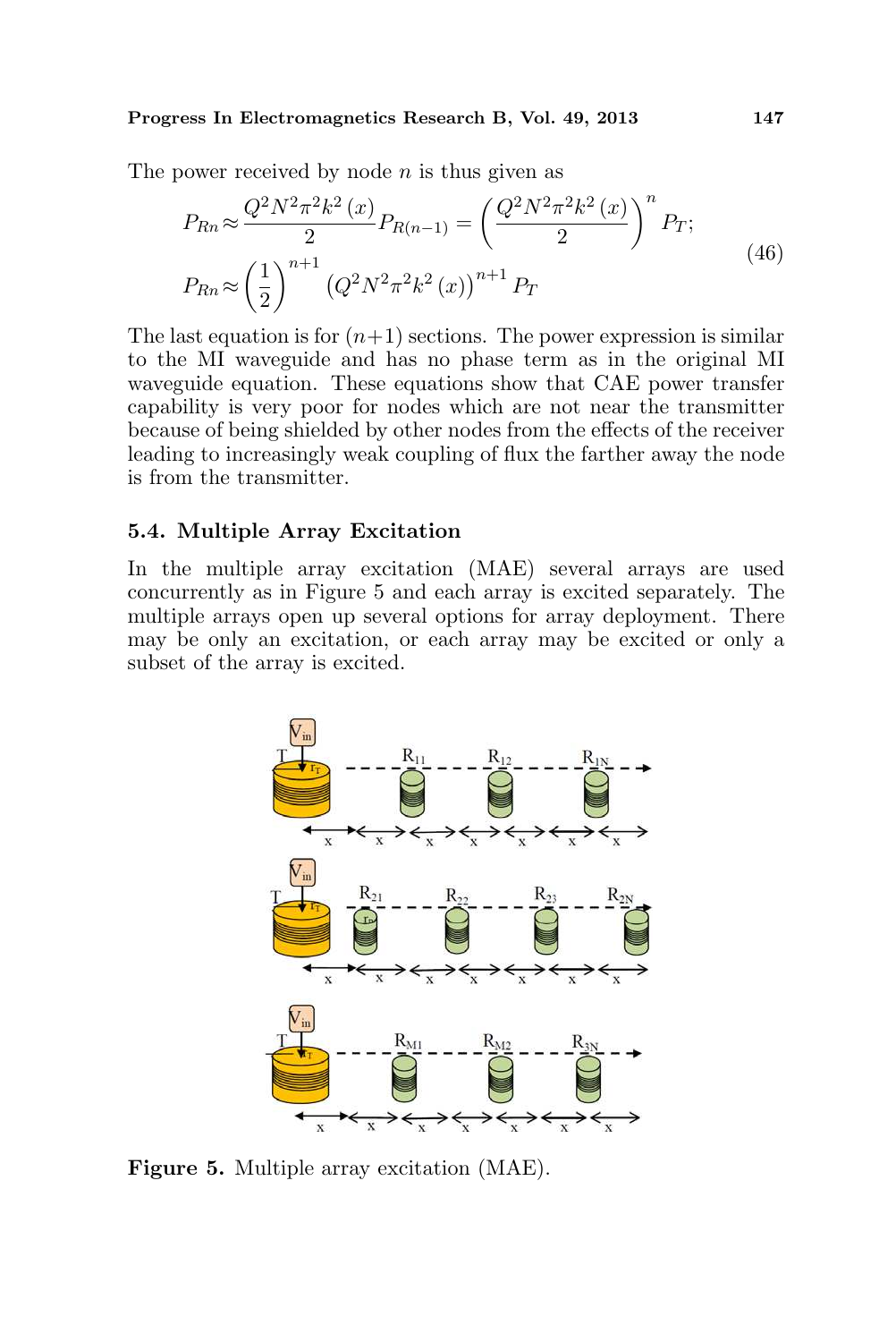The power received by node $n$ is thus given as

$$
\begin{aligned}
P_{Rn} &\approx \frac{Q^2 N^2 \pi^2 k^2(x)}{2} P_{R(n-1)} = \left(\frac{Q^2 N^2 \pi^2 k^2(x)}{2}\right)^n P_T; \\
P_{Rn} &\approx \left(\frac{1}{2}\right)^{n+1} \left(Q^2 N^2 \pi^2 k^2(x)\right)^{n+1} P_T
\end{aligned}
\tag{46}
$$

The last equation is for $(n+1)$ sections. The power expression is similar to the MI waveguide and has no phase term as in the original MI waveguide equation. These equations show that CAE power transfer capability is very poor for nodes which are not near the transmitter because of being shielded by other nodes from the effects of the receiver leading to increasingly weak coupling of flux the farther away the node is from the transmitter.

### 5.4. Multiple Array Excitation

In the multiple array excitation (MAE) several arrays are used concurrently as in Figure 5 and each array is excited separately. The multiple arrays open up several options for array deployment. There may be only an excitation, or each array may be excited or only a subset of the array is excited.

**Figure 5.** Multiple array excitation (MAE).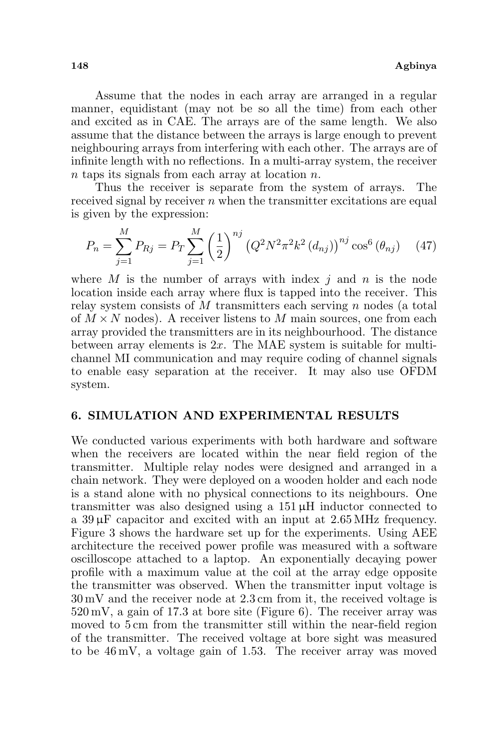Assume that the nodes in each array are arranged in a regular manner, equidistant (may not be so all the time) from each other and excited as in CAE. The arrays are of the same length. We also assume that the distance between the arrays is large enough to prevent neighbouring arrays from interfering with each other. The arrays are of infinite length with no reflections. In a multi-array system, the receiver $n$ taps its signals from each array at location $n$.

Thus the receiver is separate from the system of arrays. The received signal by receiver $n$ when the transmitter excitations are equal is given by the expression:

$$P_n = \sum_{j=1}^{M} P_{Rj} = P_T \sum_{j=1}^{M} \left(\frac{1}{2}\right)^{nj} \left(Q^2 N^2 \pi^2 k^2 \left(d_{nj}\right)\right)^{nj} \cos^6\left(\theta_{nj}\right) \quad (47)$$

where $M$ is the number of arrays with index $j$ and $n$ is the node location inside each array where flux is tapped into the receiver. This relay system consists of $M$ transmitters each serving $n$ nodes (a total of $M \times N$ nodes). A receiver listens to $M$ main sources, one from each array provided the transmitters are in its neighbourhood. The distance between array elements is $2x$. The MAE system is suitable for multi-channel MI communication and may require coding of channel signals to enable easy separation at the receiver. It may also use OFDM system.

## 6. SIMULATION AND EXPERIMENTAL RESULTS

We conducted various experiments with both hardware and software when the receivers are located within the near field region of the transmitter. Multiple relay nodes were designed and arranged in a chain network. They were deployed on a wooden holder and each node is a stand alone with no physical connections to its neighbours. One transmitter was also designed using a $151\,\mu\text{H}$ inductor connected to a $39\,\mu\text{F}$ capacitor and excited with an input at 2.65 MHz frequency. Figure 3 shows the hardware set up for the experiments. Using AEE architecture the received power profile was measured with a software oscilloscope attached to a laptop. An exponentially decaying power profile with a maximum value at the coil at the array edge opposite the transmitter was observed. When the transmitter input voltage is 30 mV and the receiver node at 2.3 cm from it, the received voltage is 520 mV, a gain of 17.3 at bore site (Figure 6). The receiver array was moved to 5 cm from the transmitter still within the near-field region of the transmitter. The received voltage at bore sight was measured to be 46 mV, a voltage gain of 1.53. The receiver array was moved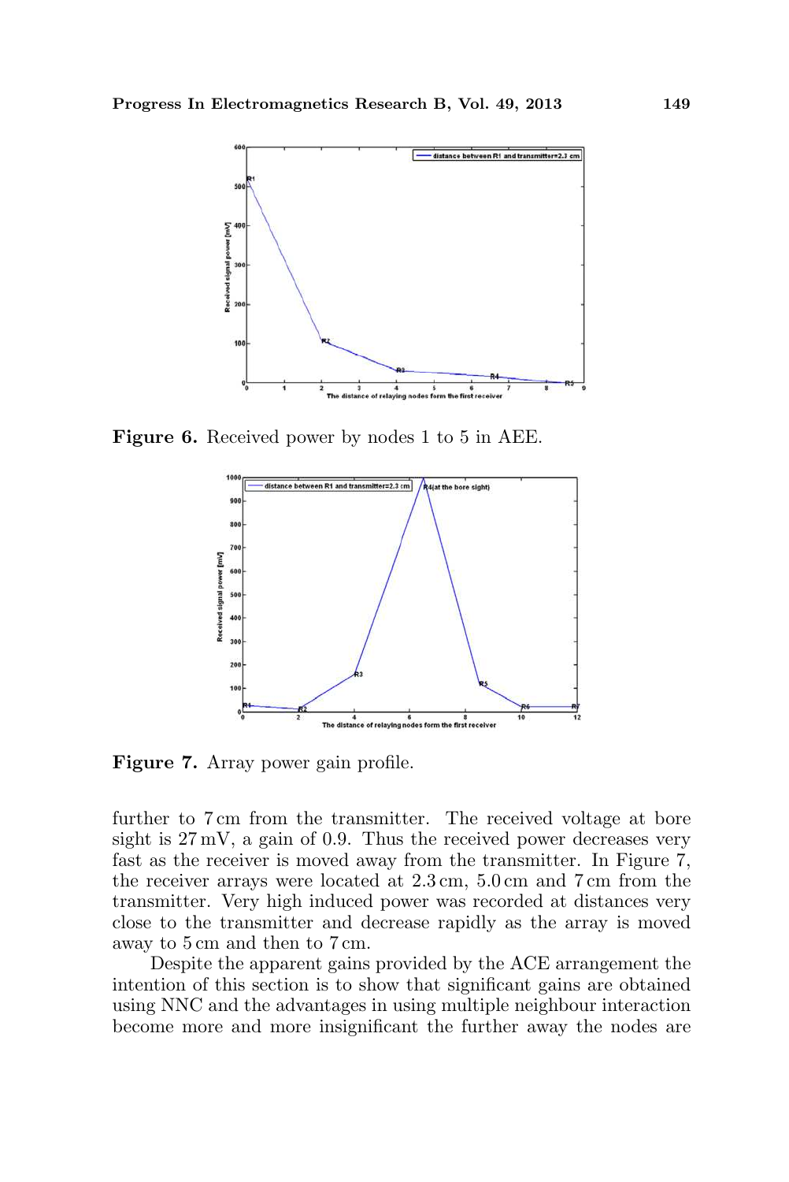Figure 6. Received power by nodes 1 to 5 in AEE.

Figure 7. Array power gain profile.

further to 7 cm from the transmitter. The received voltage at bore sight is 27 mV, a gain of 0.9. Thus the received power decreases very fast as the receiver is moved away from the transmitter. In Figure 7, the receiver arrays were located at 2.3 cm, 5.0 cm and 7 cm from the transmitter. Very high induced power was recorded at distances very close to the transmitter and decrease rapidly as the array is moved away to 5 cm and then to 7 cm.

Despite the apparent gains provided by the ACE arrangement the intention of this section is to show that significant gains are obtained using NNC and the advantages in using multiple neighbour interaction become more and more insignificant the further away the nodes are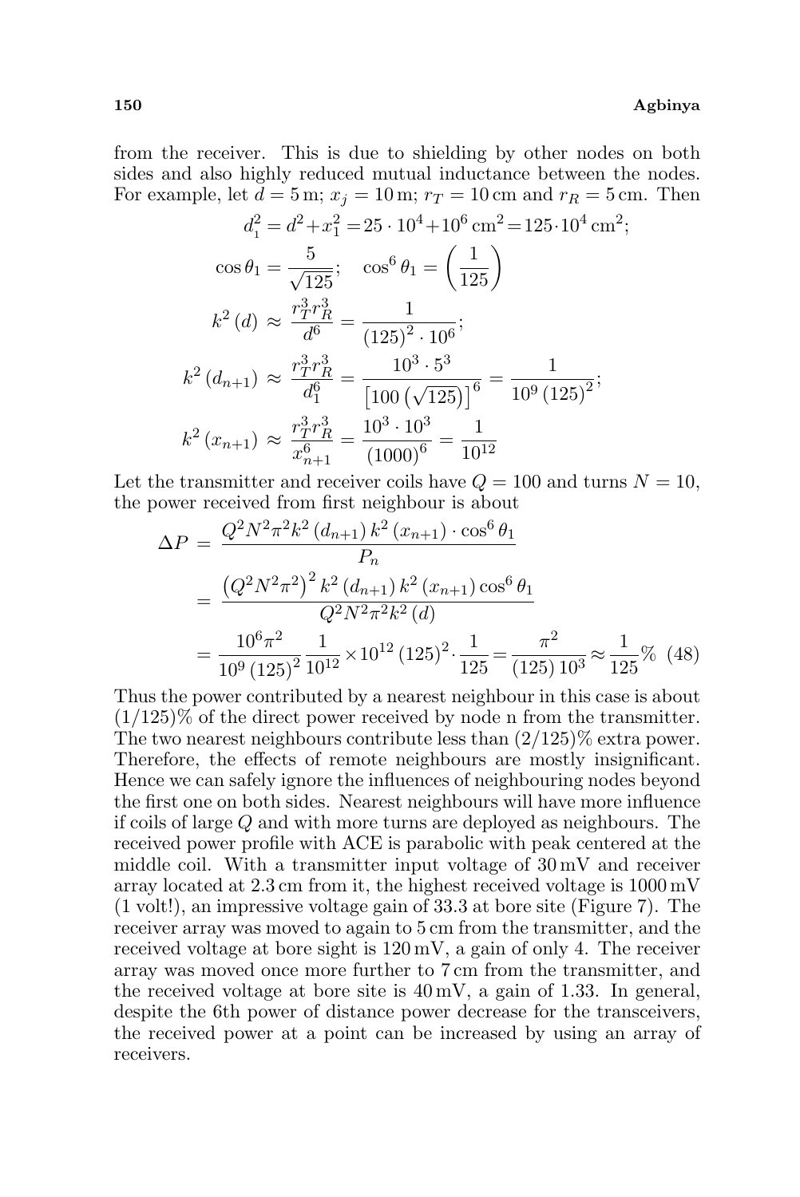from the receiver. This is due to shielding by other nodes on both sides and also highly reduced mutual inductance between the nodes. For example, let $d = 5\,\text{m}$; $x_j = 10\,\text{m}$; $r_T = 10\,\text{cm}$ and $r_R = 5\,\text{cm}$. Then

$$
\begin{aligned}
d_1^2 &= d^2 + x_1^2 = 25 \cdot 10^4 + 10^6\,\text{cm}^2 = 125 \cdot 10^4\,\text{cm}^2;\\
\cos\theta_1 &= \frac{5}{\sqrt{125}}; \quad \cos^6\theta_1 = \left(\frac{1}{125}\right)\\
k^2(d) &\approx \frac{r_T^3 r_R^3}{d^6} = \frac{1}{(125)^2 \cdot 10^6};\\
k^2(d_{n+1}) &\approx \frac{r_T^3 r_R^3}{d_1^6} = \frac{10^3 \cdot 5^3}{\left[100\left(\sqrt{125}\right)\right]^6} = \frac{1}{10^9 (125)^2};\\
k^2(x_{n+1}) &\approx \frac{r_T^3 r_R^3}{x_{n+1}^6} = \frac{10^3 \cdot 10^3}{(1000)^6} = \frac{1}{10^{12}}
\end{aligned}
$$

Let the transmitter and receiver coils have $Q = 100$ and turns $N = 10$, the power received from first neighbour is about

$$
\begin{aligned}
\Delta P &= \frac{Q^2 N^2 \pi^2 k^2(d_{n+1})\, k^2(x_{n+1}) \cdot \cos^6\theta_1}{P_n}\\
&= \frac{\left(Q^2 N^2 \pi^2\right)^2 k^2(d_{n+1})\, k^2(x_{n+1}) \cos^6\theta_1}{Q^2 N^2 \pi^2 k^2(d)}\\
&= \frac{10^6 \pi^2}{10^9 (125)^2} \frac{1}{10^{12}} \times 10^{12} (125)^2 \cdot \frac{1}{125} = \frac{\pi^2}{(125)\,10^3} \approx \frac{1}{125}\% \quad (48)
\end{aligned}
$$

Thus the power contributed by a nearest neighbour in this case is about $(1/125)\%$ of the direct power received by node n from the transmitter. The two nearest neighbours contribute less than $(2/125)\%$ extra power. Therefore, the effects of remote neighbours are mostly insignificant. Hence we can safely ignore the influences of neighbouring nodes beyond the first one on both sides. Nearest neighbours will have more influence if coils of large $Q$ and with more turns are deployed as neighbours. The received power profile with ACE is parabolic with peak centered at the middle coil. With a transmitter input voltage of 30 mV and receiver array located at 2.3 cm from it, the highest received voltage is 1000 mV (1 volt!), an impressive voltage gain of 33.3 at bore site (Figure 7). The receiver array was moved to again to 5 cm from the transmitter, and the received voltage at bore sight is 120 mV, a gain of only 4. The receiver array was moved once more further to 7 cm from the transmitter, and the received voltage at bore site is 40 mV, a gain of 1.33. In general, despite the 6th power of distance power decrease for the transceivers, the received power at a point can be increased by using an array of receivers.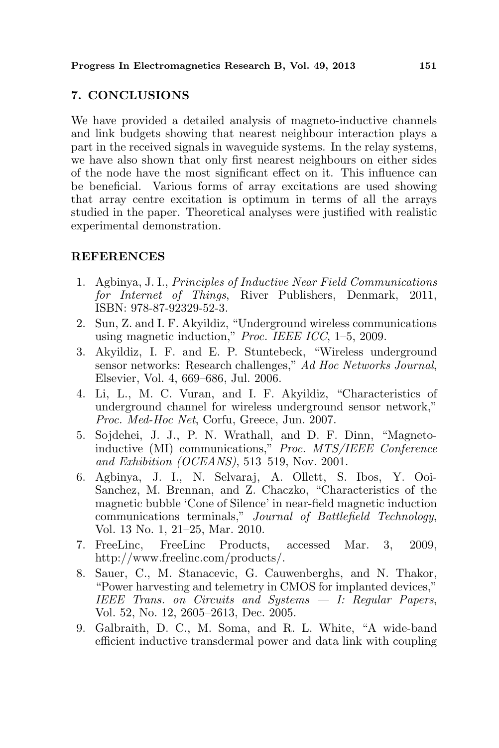## 7. CONCLUSIONS

We have provided a detailed analysis of magneto-inductive channels and link budgets showing that nearest neighbour interaction plays a part in the received signals in waveguide systems. In the relay systems, we have also shown that only first nearest neighbours on either sides of the node have the most significant effect on it. This influence can be beneficial. Various forms of array excitations are used showing that array centre excitation is optimum in terms of all the arrays studied in the paper. Theoretical analyses were justified with realistic experimental demonstration.

## REFERENCES

1. Agbinya, J. I., *Principles of Inductive Near Field Communications for Internet of Things*, River Publishers, Denmark, 2011, ISBN: 978-87-92329-52-3.
2. Sun, Z. and I. F. Akyildiz, "Underground wireless communications using magnetic induction," *Proc. IEEE ICC*, 1–5, 2009.
3. Akyildiz, I. F. and E. P. Stuntebeck, "Wireless underground sensor networks: Research challenges," *Ad Hoc Networks Journal*, Elsevier, Vol. 4, 669–686, Jul. 2006.
4. Li, L., M. C. Vuran, and I. F. Akyildiz, "Characteristics of underground channel for wireless underground sensor network," *Proc. Med-Hoc Net*, Corfu, Greece, Jun. 2007.
5. Sojdehei, J. J., P. N. Wrathall, and D. F. Dinn, "Magneto-inductive (MI) communications," *Proc. MTS/IEEE Conference and Exhibition (OCEANS)*, 513–519, Nov. 2001.
6. Agbinya, J. I., N. Selvaraj, A. Ollett, S. Ibos, Y. Ooi-Sanchez, M. Brennan, and Z. Chaczko, "Characteristics of the magnetic bubble 'Cone of Silence' in near-field magnetic induction communications terminals," *Journal of Battlefield Technology*, Vol. 13 No. 1, 21–25, Mar. 2010.
7. FreeLinc, FreeLinc Products, accessed Mar. 3, 2009, http://www.freelinc.com/products/.
8. Sauer, C., M. Stanacevic, G. Cauwenberghs, and N. Thakor, "Power harvesting and telemetry in CMOS for implanted devices," *IEEE Trans. on Circuits and Systems — I: Regular Papers*, Vol. 52, No. 12, 2605–2613, Dec. 2005.
9. Galbraith, D. C., M. Soma, and R. L. White, "A wide-band efficient inductive transdermal power and data link with coupling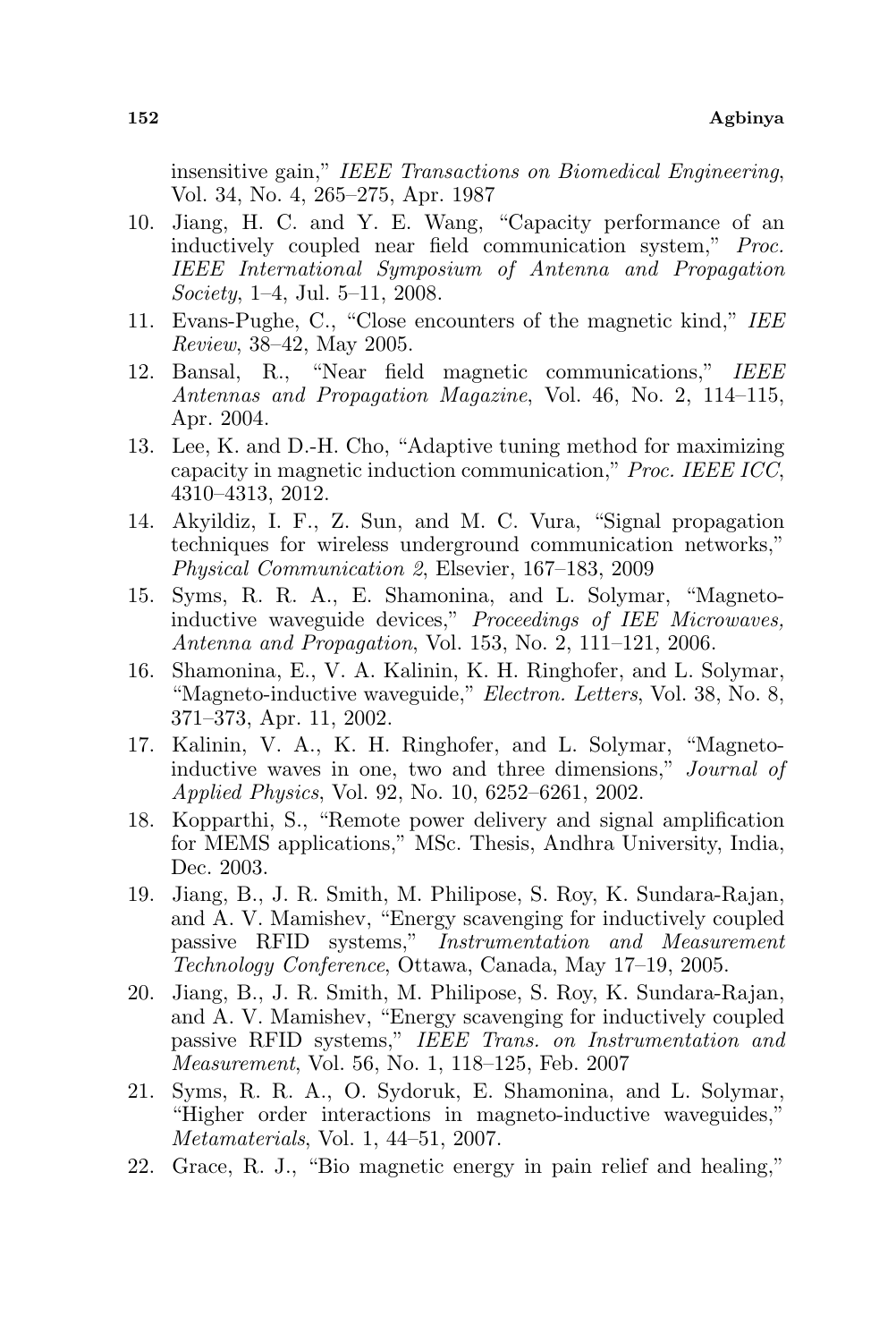insensitive gain," *IEEE Transactions on Biomedical Engineering*, Vol. 34, No. 4, 265–275, Apr. 1987

10. Jiang, H. C. and Y. E. Wang, "Capacity performance of an inductively coupled near field communication system," *Proc. IEEE International Symposium of Antenna and Propagation Society*, 1–4, Jul. 5–11, 2008.
11. Evans-Pughe, C., "Close encounters of the magnetic kind," *IEE Review*, 38–42, May 2005.
12. Bansal, R., "Near field magnetic communications," *IEEE Antennas and Propagation Magazine*, Vol. 46, No. 2, 114–115, Apr. 2004.
13. Lee, K. and D.-H. Cho, "Adaptive tuning method for maximizing capacity in magnetic induction communication," *Proc. IEEE ICC*, 4310–4313, 2012.
14. Akyildiz, I. F., Z. Sun, and M. C. Vura, "Signal propagation techniques for wireless underground communication networks," *Physical Communication 2*, Elsevier, 167–183, 2009
15. Syms, R. R. A., E. Shamonina, and L. Solymar, "Magneto-inductive waveguide devices," *Proceedings of IEE Microwaves, Antenna and Propagation*, Vol. 153, No. 2, 111–121, 2006.
16. Shamonina, E., V. A. Kalinin, K. H. Ringhofer, and L. Solymar, "Magneto-inductive waveguide," *Electron. Letters*, Vol. 38, No. 8, 371–373, Apr. 11, 2002.
17. Kalinin, V. A., K. H. Ringhofer, and L. Solymar, "Magneto-inductive waves in one, two and three dimensions," *Journal of Applied Physics*, Vol. 92, No. 10, 6252–6261, 2002.
18. Kopparthi, S., "Remote power delivery and signal amplification for MEMS applications," MSc. Thesis, Andhra University, India, Dec. 2003.
19. Jiang, B., J. R. Smith, M. Philipose, S. Roy, K. Sundara-Rajan, and A. V. Mamishev, "Energy scavenging for inductively coupled passive RFID systems," *Instrumentation and Measurement Technology Conference*, Ottawa, Canada, May 17–19, 2005.
20. Jiang, B., J. R. Smith, M. Philipose, S. Roy, K. Sundara-Rajan, and A. V. Mamishev, "Energy scavenging for inductively coupled passive RFID systems," *IEEE Trans. on Instrumentation and Measurement*, Vol. 56, No. 1, 118–125, Feb. 2007
21. Syms, R. R. A., O. Sydoruk, E. Shamonina, and L. Solymar, "Higher order interactions in magneto-inductive waveguides," *Metamaterials*, Vol. 1, 44–51, 2007.
22. Grace, R. J., "Bio magnetic energy in pain relief and healing,"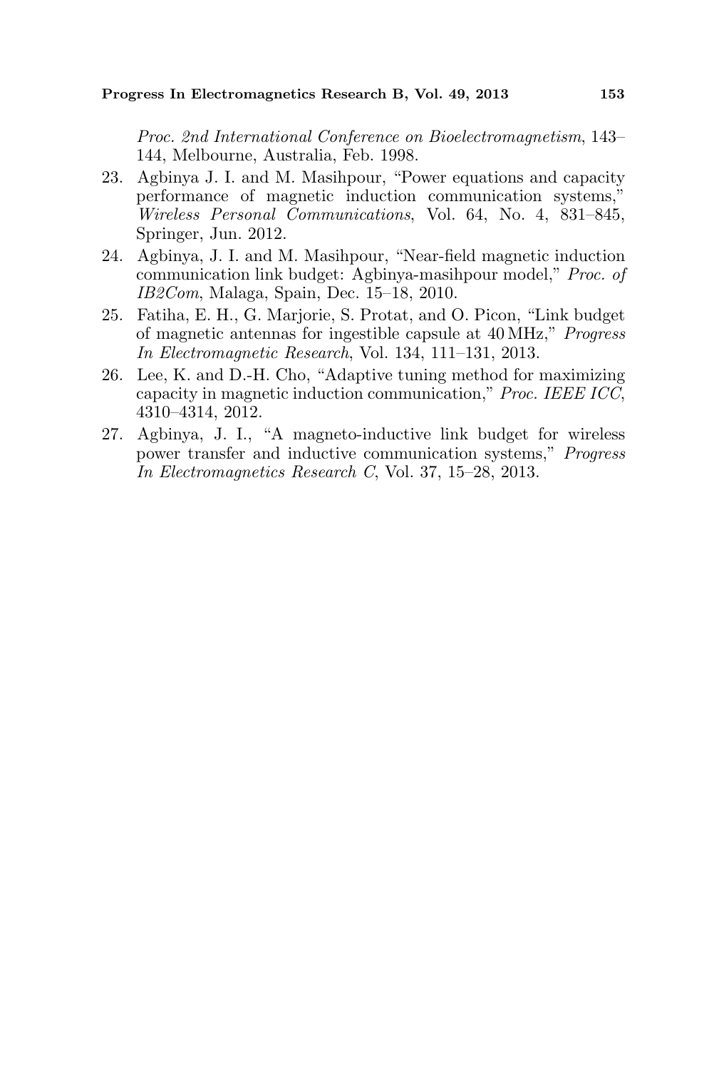*Proc. 2nd International Conference on Bioelectromagnetism*, 143–144, Melbourne, Australia, Feb. 1998.

23. Agbinya J. I. and M. Masihpour, "Power equations and capacity performance of magnetic induction communication systems," *Wireless Personal Communications*, Vol. 64, No. 4, 831–845, Springer, Jun. 2012.
24. Agbinya, J. I. and M. Masihpour, "Near-field magnetic induction communication link budget: Agbinya-masihpour model," *Proc. of IB2Com*, Malaga, Spain, Dec. 15–18, 2010.
25. Fatiha, E. H., G. Marjorie, S. Protat, and O. Picon, "Link budget of magnetic antennas for ingestible capsule at 40 MHz," *Progress In Electromagnetic Research*, Vol. 134, 111–131, 2013.
26. Lee, K. and D.-H. Cho, "Adaptive tuning method for maximizing capacity in magnetic induction communication," *Proc. IEEE ICC*, 4310–4314, 2012.
27. Agbinya, J. I., "A magneto-inductive link budget for wireless power transfer and inductive communication systems," *Progress In Electromagnetics Research C*, Vol. 37, 15–28, 2013.